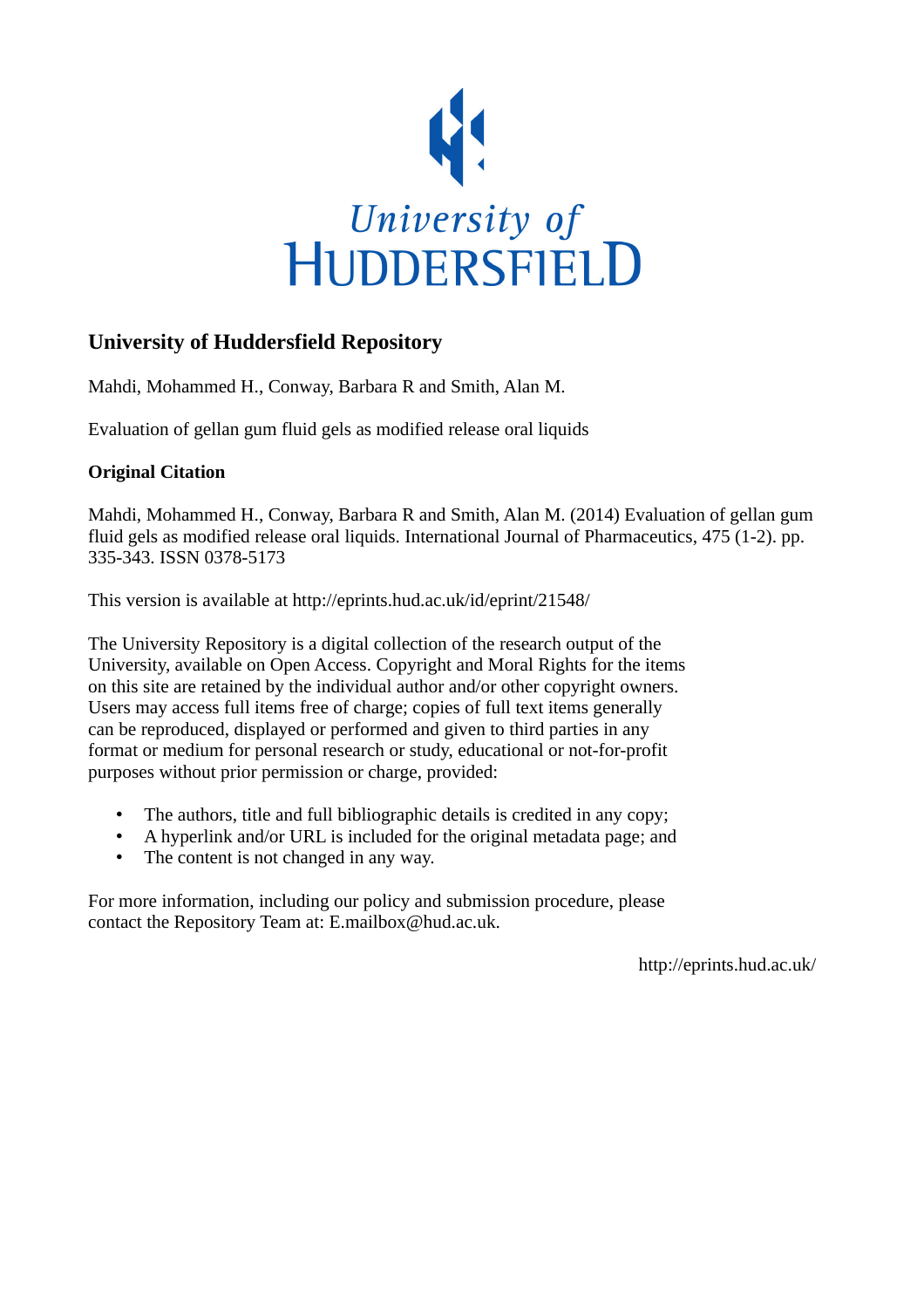University of
HUDDERSFIELD

# University of Huddersfield Repository

Mahdi, Mohammed H., Conway, Barbara R and Smith, Alan M.

Evaluation of gellan gum fluid gels as modified release oral liquids

## Original Citation

Mahdi, Mohammed H., Conway, Barbara R and Smith, Alan M. (2014) Evaluation of gellan gum fluid gels as modified release oral liquids. International Journal of Pharmaceutics, 475 (1-2). pp. 335-343. ISSN 0378-5173

This version is available at http://eprints.hud.ac.uk/id/eprint/21548/

The University Repository is a digital collection of the research output of the University, available on Open Access. Copyright and Moral Rights for the items on this site are retained by the individual author and/or other copyright owners. Users may access full items free of charge; copies of full text items generally can be reproduced, displayed or performed and given to third parties in any format or medium for personal research or study, educational or not-for-profit purposes without prior permission or charge, provided:

- The authors, title and full bibliographic details is credited in any copy;
- A hyperlink and/or URL is included for the original metadata page; and
- The content is not changed in any way.

For more information, including our policy and submission procedure, please contact the Repository Team at: E.mailbox@hud.ac.uk.

http://eprints.hud.ac.uk/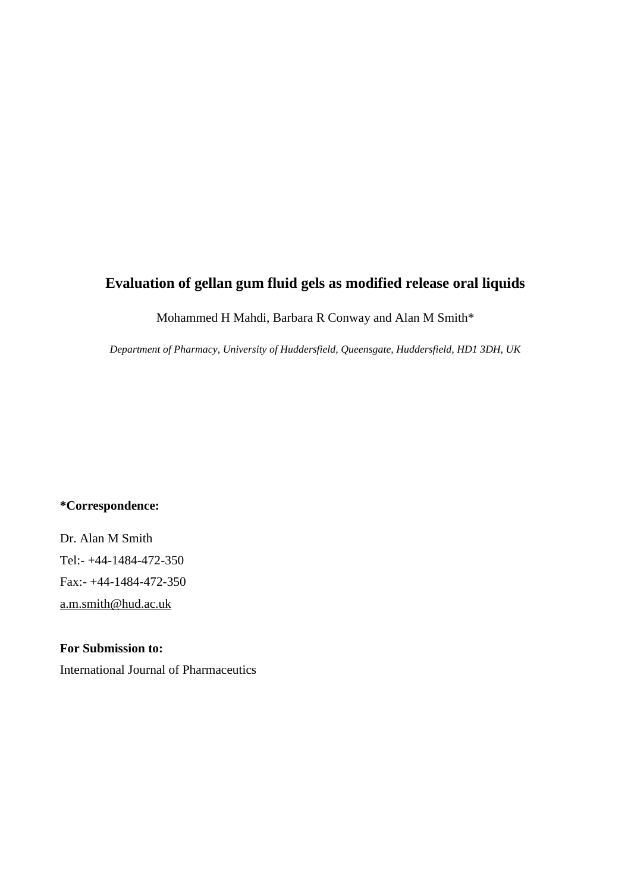# Evaluation of gellan gum fluid gels as modified release oral liquids

Mohammed H Mahdi, Barbara R Conway and Alan M Smith*

*Department of Pharmacy, University of Huddersfield, Queensgate, Huddersfield, HD1 3DH, UK*

**\*Correspondence:**

Dr. Alan M Smith

Tel:- +44-1484-472-350

Fax:- +44-1484-472-350

a.m.smith@hud.ac.uk

**For Submission to:**

International Journal of Pharmaceutics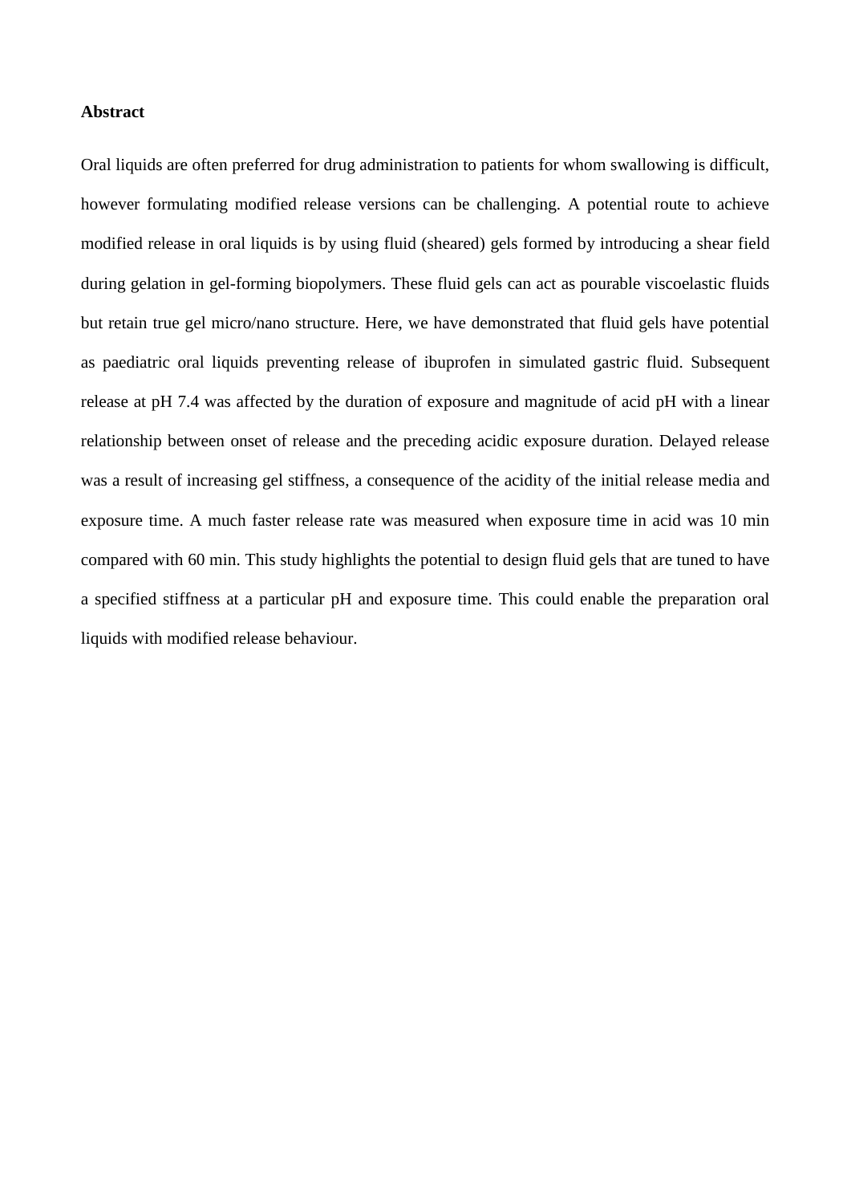**Abstract**

Oral liquids are often preferred for drug administration to patients for whom swallowing is difficult, however formulating modified release versions can be challenging. A potential route to achieve modified release in oral liquids is by using fluid (sheared) gels formed by introducing a shear field during gelation in gel-forming biopolymers. These fluid gels can act as pourable viscoelastic fluids but retain true gel micro/nano structure. Here, we have demonstrated that fluid gels have potential as paediatric oral liquids preventing release of ibuprofen in simulated gastric fluid. Subsequent release at pH 7.4 was affected by the duration of exposure and magnitude of acid pH with a linear relationship between onset of release and the preceding acidic exposure duration. Delayed release was a result of increasing gel stiffness, a consequence of the acidity of the initial release media and exposure time. A much faster release rate was measured when exposure time in acid was 10 min compared with 60 min. This study highlights the potential to design fluid gels that are tuned to have a specified stiffness at a particular pH and exposure time. This could enable the preparation oral liquids with modified release behaviour.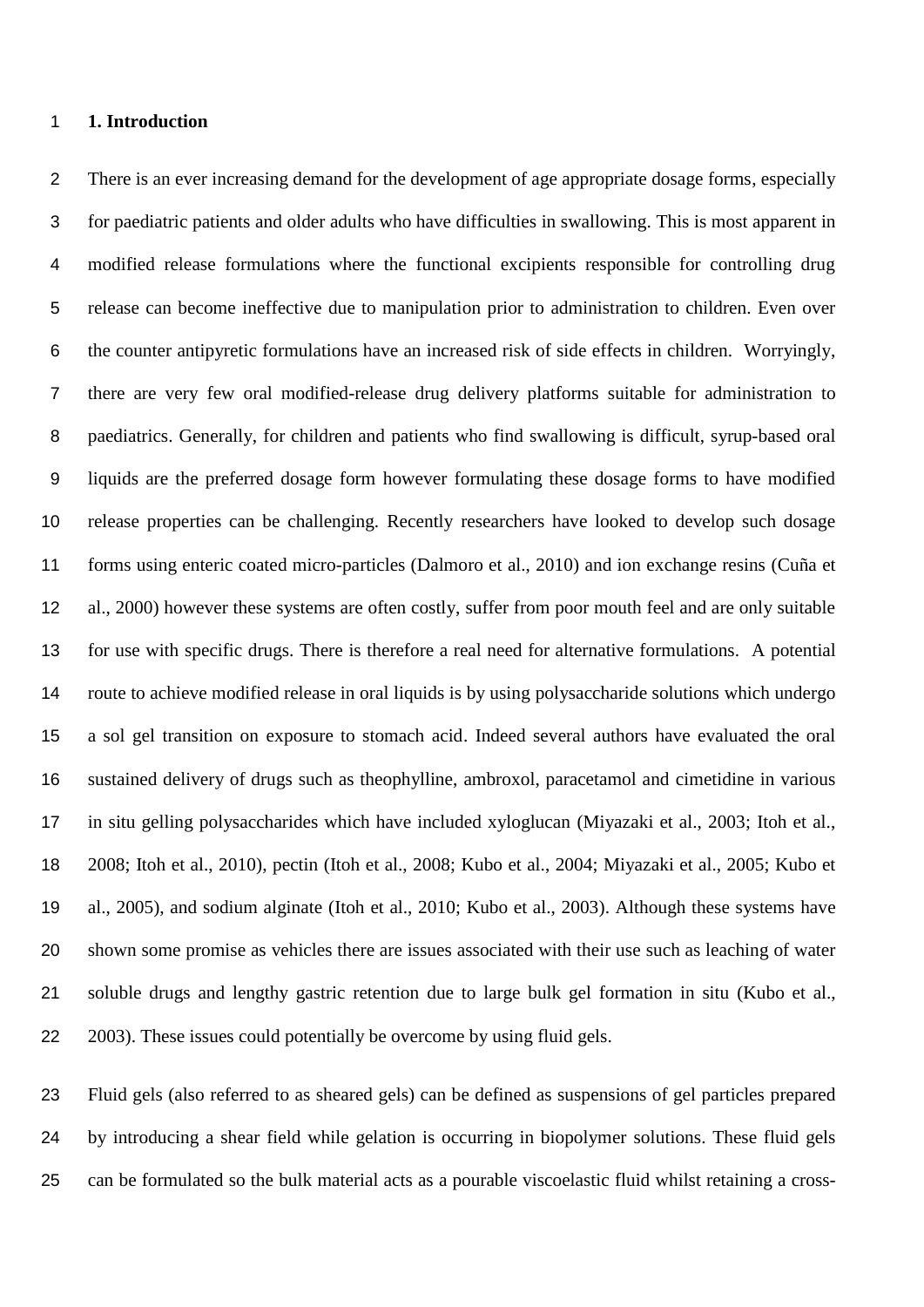## 1. Introduction

There is an ever increasing demand for the development of age appropriate dosage forms, especially for paediatric patients and older adults who have difficulties in swallowing. This is most apparent in modified release formulations where the functional excipients responsible for controlling drug release can become ineffective due to manipulation prior to administration to children. Even over the counter antipyretic formulations have an increased risk of side effects in children. Worryingly, there are very few oral modified-release drug delivery platforms suitable for administration to paediatrics. Generally, for children and patients who find swallowing is difficult, syrup-based oral liquids are the preferred dosage form however formulating these dosage forms to have modified release properties can be challenging. Recently researchers have looked to develop such dosage forms using enteric coated micro-particles (Dalmoro et al., 2010) and ion exchange resins (Cuña et al., 2000) however these systems are often costly, suffer from poor mouth feel and are only suitable for use with specific drugs. There is therefore a real need for alternative formulations. A potential route to achieve modified release in oral liquids is by using polysaccharide solutions which undergo a sol gel transition on exposure to stomach acid. Indeed several authors have evaluated the oral sustained delivery of drugs such as theophylline, ambroxol, paracetamol and cimetidine in various in situ gelling polysaccharides which have included xyloglucan (Miyazaki et al., 2003; Itoh et al., 2008; Itoh et al., 2010), pectin (Itoh et al., 2008; Kubo et al., 2004; Miyazaki et al., 2005; Kubo et al., 2005), and sodium alginate (Itoh et al., 2010; Kubo et al., 2003). Although these systems have shown some promise as vehicles there are issues associated with their use such as leaching of water soluble drugs and lengthy gastric retention due to large bulk gel formation in situ (Kubo et al., 2003). These issues could potentially be overcome by using fluid gels.

Fluid gels (also referred to as sheared gels) can be defined as suspensions of gel particles prepared by introducing a shear field while gelation is occurring in biopolymer solutions. These fluid gels can be formulated so the bulk material acts as a pourable viscoelastic fluid whilst retaining a cross-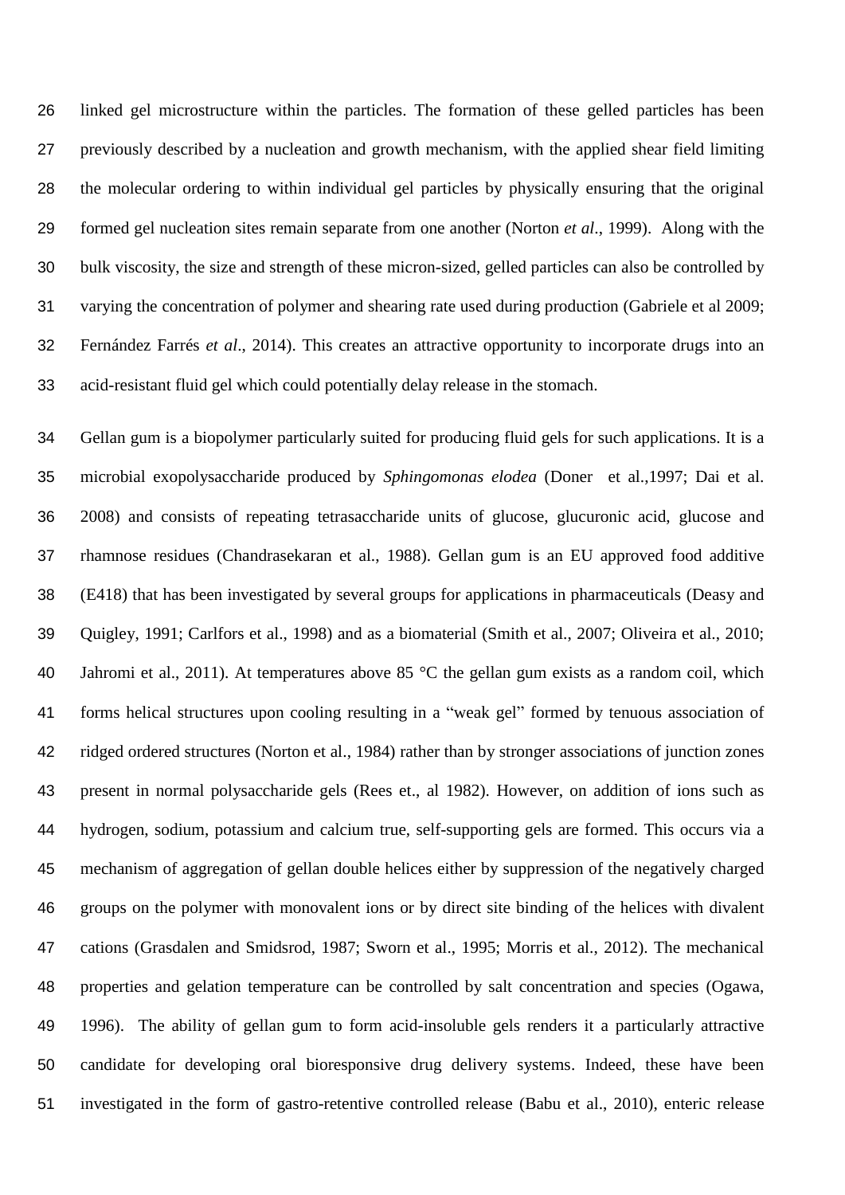linked gel microstructure within the particles. The formation of these gelled particles has been previously described by a nucleation and growth mechanism, with the applied shear field limiting the molecular ordering to within individual gel particles by physically ensuring that the original formed gel nucleation sites remain separate from one another (Norton *et al*., 1999). Along with the bulk viscosity, the size and strength of these micron-sized, gelled particles can also be controlled by varying the concentration of polymer and shearing rate used during production (Gabriele et al 2009; Fernández Farrés *et al*., 2014). This creates an attractive opportunity to incorporate drugs into an acid-resistant fluid gel which could potentially delay release in the stomach.

Gellan gum is a biopolymer particularly suited for producing fluid gels for such applications. It is a microbial exopolysaccharide produced by *Sphingomonas elodea* (Doner et al.,1997; Dai et al. 2008) and consists of repeating tetrasaccharide units of glucose, glucuronic acid, glucose and rhamnose residues (Chandrasekaran et al., 1988). Gellan gum is an EU approved food additive (E418) that has been investigated by several groups for applications in pharmaceuticals (Deasy and Quigley, 1991; Carlfors et al., 1998) and as a biomaterial (Smith et al., 2007; Oliveira et al., 2010; Jahromi et al., 2011). At temperatures above 85 °C the gellan gum exists as a random coil, which forms helical structures upon cooling resulting in a "weak gel" formed by tenuous association of ridged ordered structures (Norton et al., 1984) rather than by stronger associations of junction zones present in normal polysaccharide gels (Rees et., al 1982). However, on addition of ions such as hydrogen, sodium, potassium and calcium true, self-supporting gels are formed. This occurs via a mechanism of aggregation of gellan double helices either by suppression of the negatively charged groups on the polymer with monovalent ions or by direct site binding of the helices with divalent cations (Grasdalen and Smidsrod, 1987; Sworn et al., 1995; Morris et al., 2012). The mechanical properties and gelation temperature can be controlled by salt concentration and species (Ogawa, 1996). The ability of gellan gum to form acid-insoluble gels renders it a particularly attractive candidate for developing oral bioresponsive drug delivery systems. Indeed, these have been investigated in the form of gastro-retentive controlled release (Babu et al., 2010), enteric release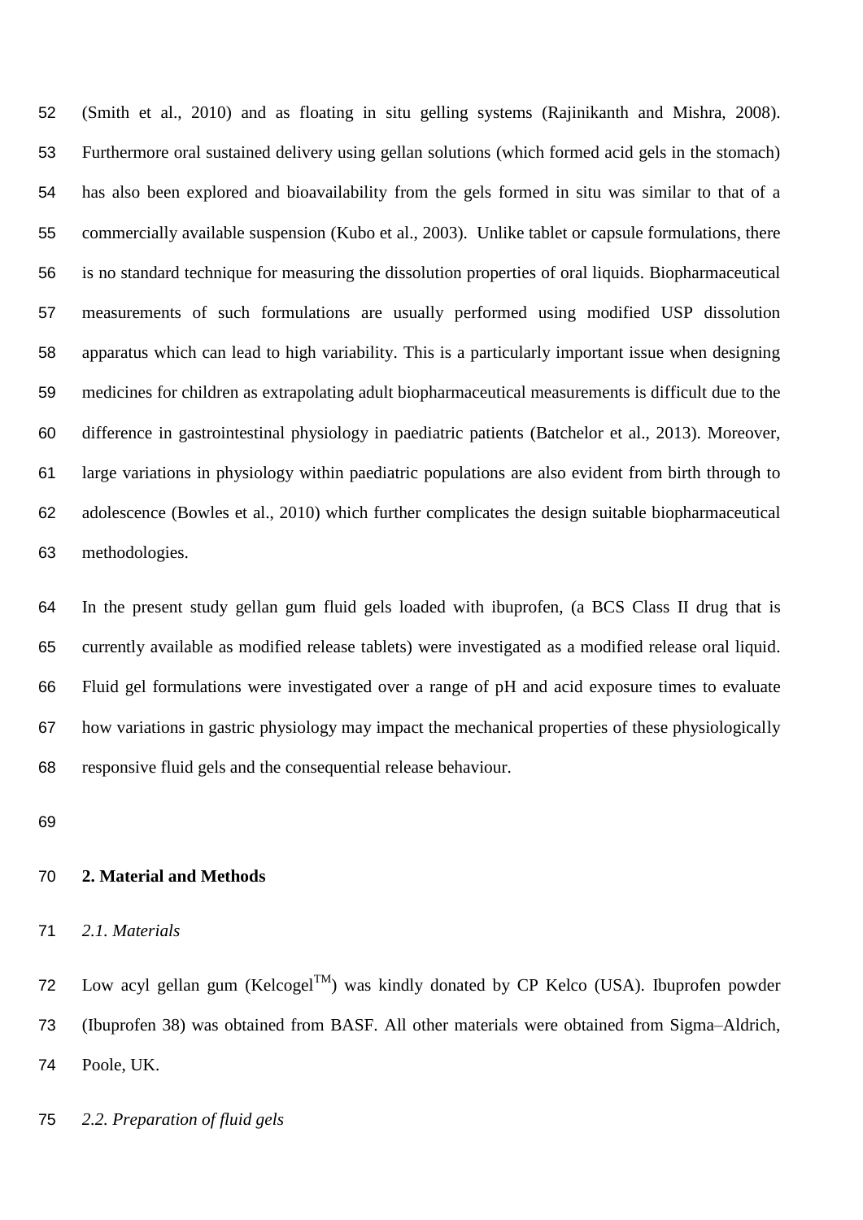(Smith et al., 2010) and as floating in situ gelling systems (Rajinikanth and Mishra, 2008). Furthermore oral sustained delivery using gellan solutions (which formed acid gels in the stomach) has also been explored and bioavailability from the gels formed in situ was similar to that of a commercially available suspension (Kubo et al., 2003). Unlike tablet or capsule formulations, there is no standard technique for measuring the dissolution properties of oral liquids. Biopharmaceutical measurements of such formulations are usually performed using modified USP dissolution apparatus which can lead to high variability. This is a particularly important issue when designing medicines for children as extrapolating adult biopharmaceutical measurements is difficult due to the difference in gastrointestinal physiology in paediatric patients (Batchelor et al., 2013). Moreover, large variations in physiology within paediatric populations are also evident from birth through to adolescence (Bowles et al., 2010) which further complicates the design suitable biopharmaceutical methodologies.

In the present study gellan gum fluid gels loaded with ibuprofen, (a BCS Class II drug that is currently available as modified release tablets) were investigated as a modified release oral liquid. Fluid gel formulations were investigated over a range of pH and acid exposure times to evaluate how variations in gastric physiology may impact the mechanical properties of these physiologically responsive fluid gels and the consequential release behaviour.

## 2. Material and Methods

### *2.1. Materials*

Low acyl gellan gum (Kelcogel$^{TM}$) was kindly donated by CP Kelco (USA). Ibuprofen powder (Ibuprofen 38) was obtained from BASF. All other materials were obtained from Sigma–Aldrich, Poole, UK.

### *2.2. Preparation of fluid gels*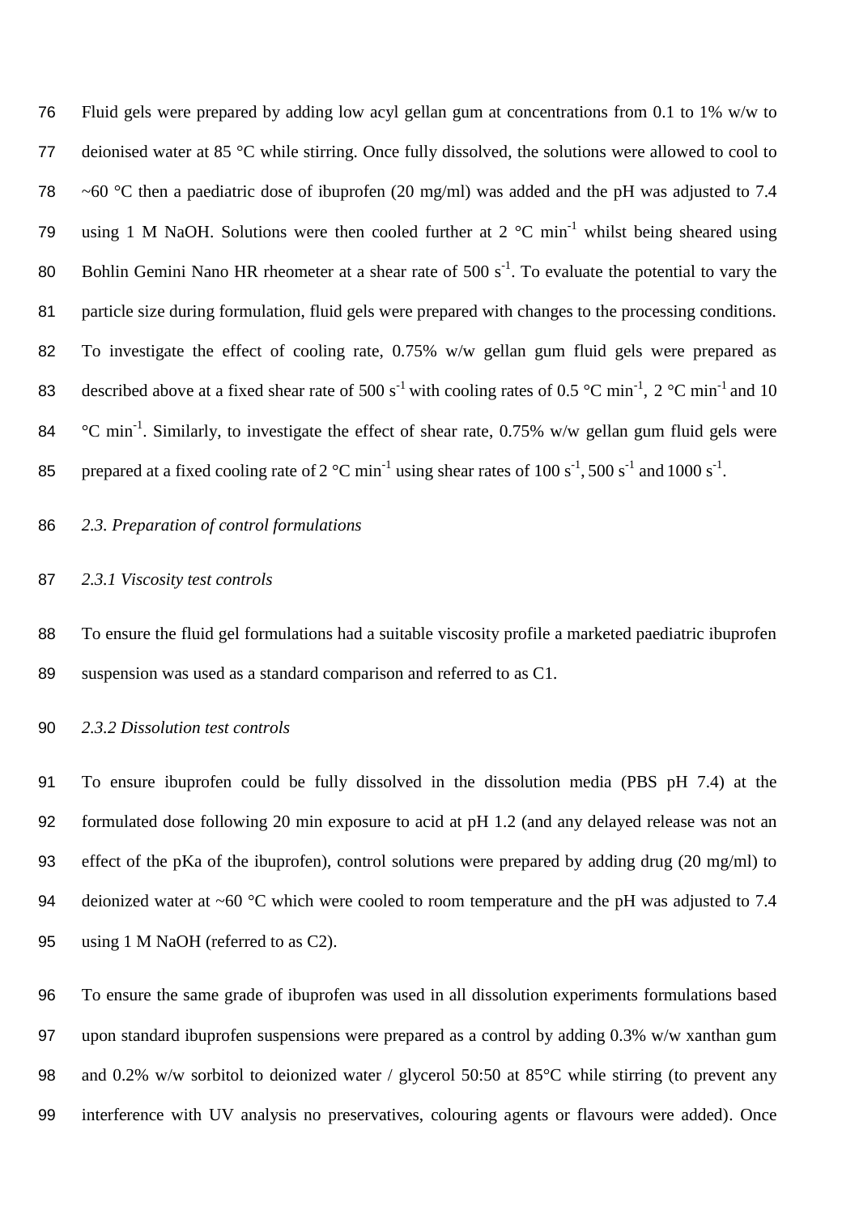Fluid gels were prepared by adding low acyl gellan gum at concentrations from 0.1 to 1% w/w to deionised water at 85 °C while stirring. Once fully dissolved, the solutions were allowed to cool to ~60 °C then a paediatric dose of ibuprofen (20 mg/ml) was added and the pH was adjusted to 7.4 using 1 M NaOH. Solutions were then cooled further at 2 °C min$^{-1}$ whilst being sheared using Bohlin Gemini Nano HR rheometer at a shear rate of 500 s$^{-1}$. To evaluate the potential to vary the particle size during formulation, fluid gels were prepared with changes to the processing conditions. To investigate the effect of cooling rate, 0.75% w/w gellan gum fluid gels were prepared as described above at a fixed shear rate of 500 s$^{-1}$ with cooling rates of 0.5 °C min$^{-1}$, 2 °C min$^{-1}$ and 10 °C min$^{-1}$. Similarly, to investigate the effect of shear rate, 0.75% w/w gellan gum fluid gels were prepared at a fixed cooling rate of 2 °C min$^{-1}$ using shear rates of 100 s$^{-1}$, 500 s$^{-1}$ and 1000 s$^{-1}$.

### *2.3. Preparation of control formulations*

#### *2.3.1 Viscosity test controls*

To ensure the fluid gel formulations had a suitable viscosity profile a marketed paediatric ibuprofen suspension was used as a standard comparison and referred to as C1.

#### *2.3.2 Dissolution test controls*

To ensure ibuprofen could be fully dissolved in the dissolution media (PBS pH 7.4) at the formulated dose following 20 min exposure to acid at pH 1.2 (and any delayed release was not an effect of the pKa of the ibuprofen), control solutions were prepared by adding drug (20 mg/ml) to deionized water at ~60 °C which were cooled to room temperature and the pH was adjusted to 7.4 using 1 M NaOH (referred to as C2).

To ensure the same grade of ibuprofen was used in all dissolution experiments formulations based upon standard ibuprofen suspensions were prepared as a control by adding 0.3% w/w xanthan gum and 0.2% w/w sorbitol to deionized water / glycerol 50:50 at 85°C while stirring (to prevent any interference with UV analysis no preservatives, colouring agents or flavours were added). Once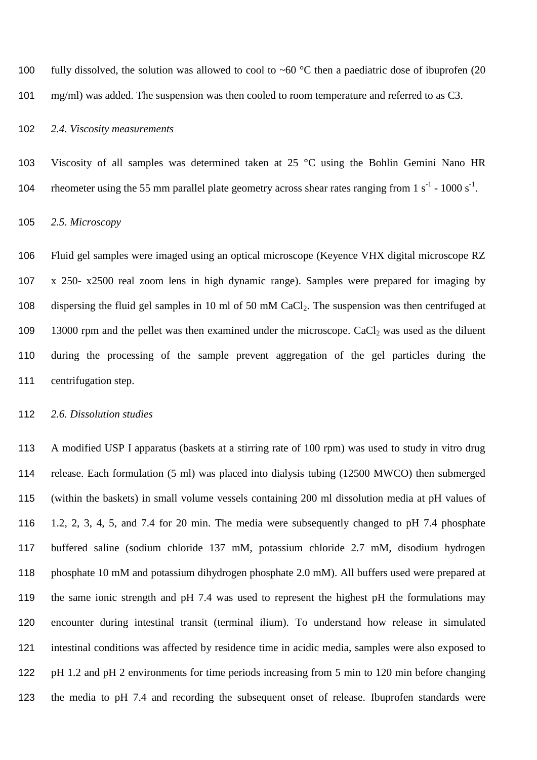fully dissolved, the solution was allowed to cool to ~60 °C then a paediatric dose of ibuprofen (20 mg/ml) was added. The suspension was then cooled to room temperature and referred to as C3.

### *2.4. Viscosity measurements*

Viscosity of all samples was determined taken at 25 °C using the Bohlin Gemini Nano HR rheometer using the 55 mm parallel plate geometry across shear rates ranging from 1 $s^{-1}$ - 1000 $s^{-1}$.

### *2.5. Microscopy*

Fluid gel samples were imaged using an optical microscope (Keyence VHX digital microscope RZ x 250- x2500 real zoom lens in high dynamic range). Samples were prepared for imaging by dispersing the fluid gel samples in 10 ml of 50 mM $CaCl_2$. The suspension was then centrifuged at 13000 rpm and the pellet was then examined under the microscope. $CaCl_2$ was used as the diluent during the processing of the sample prevent aggregation of the gel particles during the centrifugation step.

### *2.6. Dissolution studies*

A modified USP I apparatus (baskets at a stirring rate of 100 rpm) was used to study in vitro drug release. Each formulation (5 ml) was placed into dialysis tubing (12500 MWCO) then submerged (within the baskets) in small volume vessels containing 200 ml dissolution media at pH values of 1.2, 2, 3, 4, 5, and 7.4 for 20 min. The media were subsequently changed to pH 7.4 phosphate buffered saline (sodium chloride 137 mM, potassium chloride 2.7 mM, disodium hydrogen phosphate 10 mM and potassium dihydrogen phosphate 2.0 mM). All buffers used were prepared at the same ionic strength and pH 7.4 was used to represent the highest pH the formulations may encounter during intestinal transit (terminal ilium). To understand how release in simulated intestinal conditions was affected by residence time in acidic media, samples were also exposed to pH 1.2 and pH 2 environments for time periods increasing from 5 min to 120 min before changing the media to pH 7.4 and recording the subsequent onset of release. Ibuprofen standards were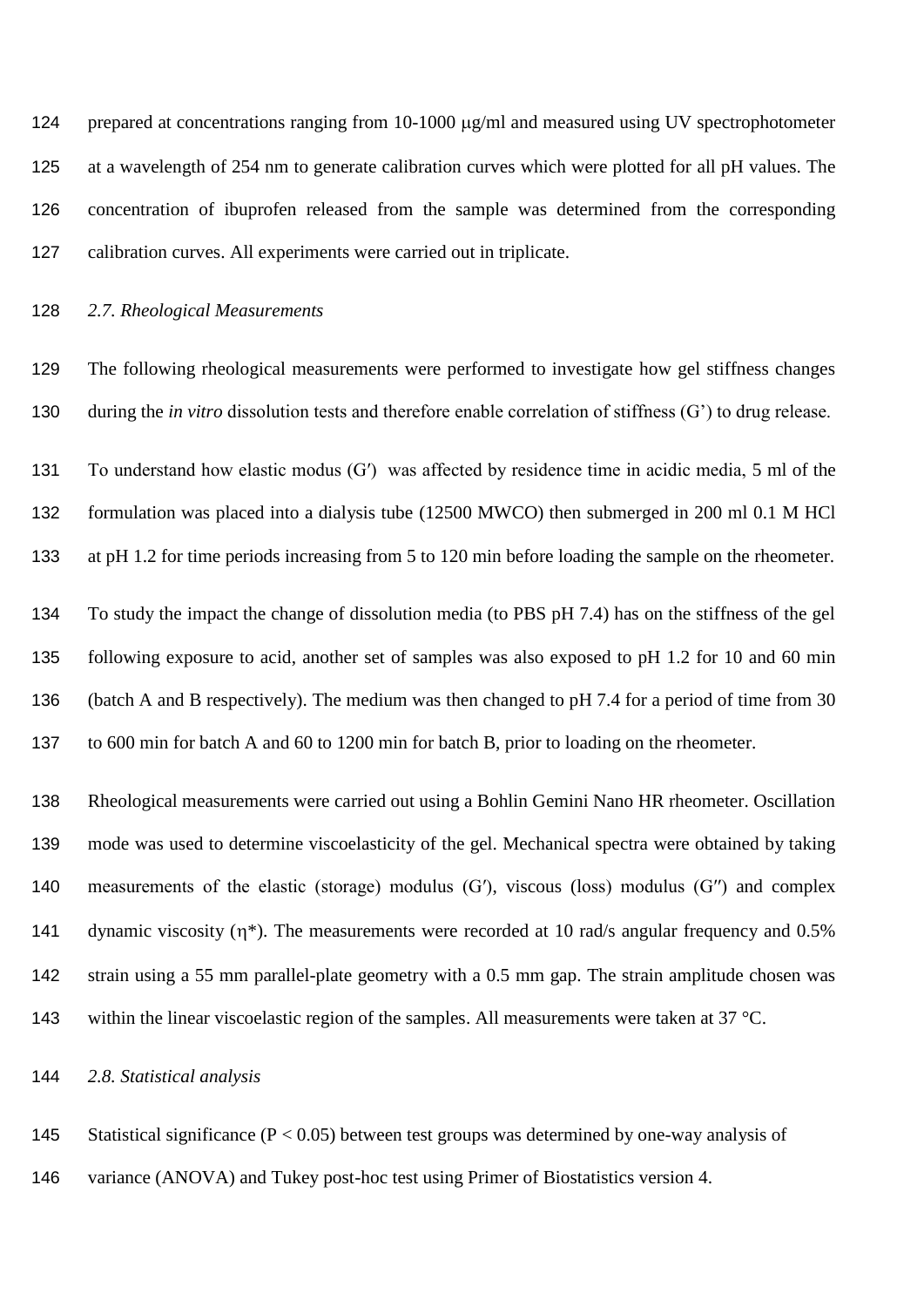prepared at concentrations ranging from 10-1000 μg/ml and measured using UV spectrophotometer at a wavelength of 254 nm to generate calibration curves which were plotted for all pH values. The concentration of ibuprofen released from the sample was determined from the corresponding calibration curves. All experiments were carried out in triplicate.

### *2.7. Rheological Measurements*

The following rheological measurements were performed to investigate how gel stiffness changes during the *in vitro* dissolution tests and therefore enable correlation of stiffness (G') to drug release.

To understand how elastic modus (G′) was affected by residence time in acidic media, 5 ml of the formulation was placed into a dialysis tube (12500 MWCO) then submerged in 200 ml 0.1 M HCl at pH 1.2 for time periods increasing from 5 to 120 min before loading the sample on the rheometer.

To study the impact the change of dissolution media (to PBS pH 7.4) has on the stiffness of the gel following exposure to acid, another set of samples was also exposed to pH 1.2 for 10 and 60 min (batch A and B respectively). The medium was then changed to pH 7.4 for a period of time from 30 to 600 min for batch A and 60 to 1200 min for batch B, prior to loading on the rheometer.

Rheological measurements were carried out using a Bohlin Gemini Nano HR rheometer. Oscillation mode was used to determine viscoelasticity of the gel. Mechanical spectra were obtained by taking measurements of the elastic (storage) modulus (G′), viscous (loss) modulus (G′′) and complex dynamic viscosity ($\eta^*$). The measurements were recorded at 10 rad/s angular frequency and 0.5% strain using a 55 mm parallel-plate geometry with a 0.5 mm gap. The strain amplitude chosen was within the linear viscoelastic region of the samples. All measurements were taken at 37 °C.

### *2.8. Statistical analysis*

Statistical significance ($P < 0.05$) between test groups was determined by one-way analysis of variance (ANOVA) and Tukey post-hoc test using Primer of Biostatistics version 4.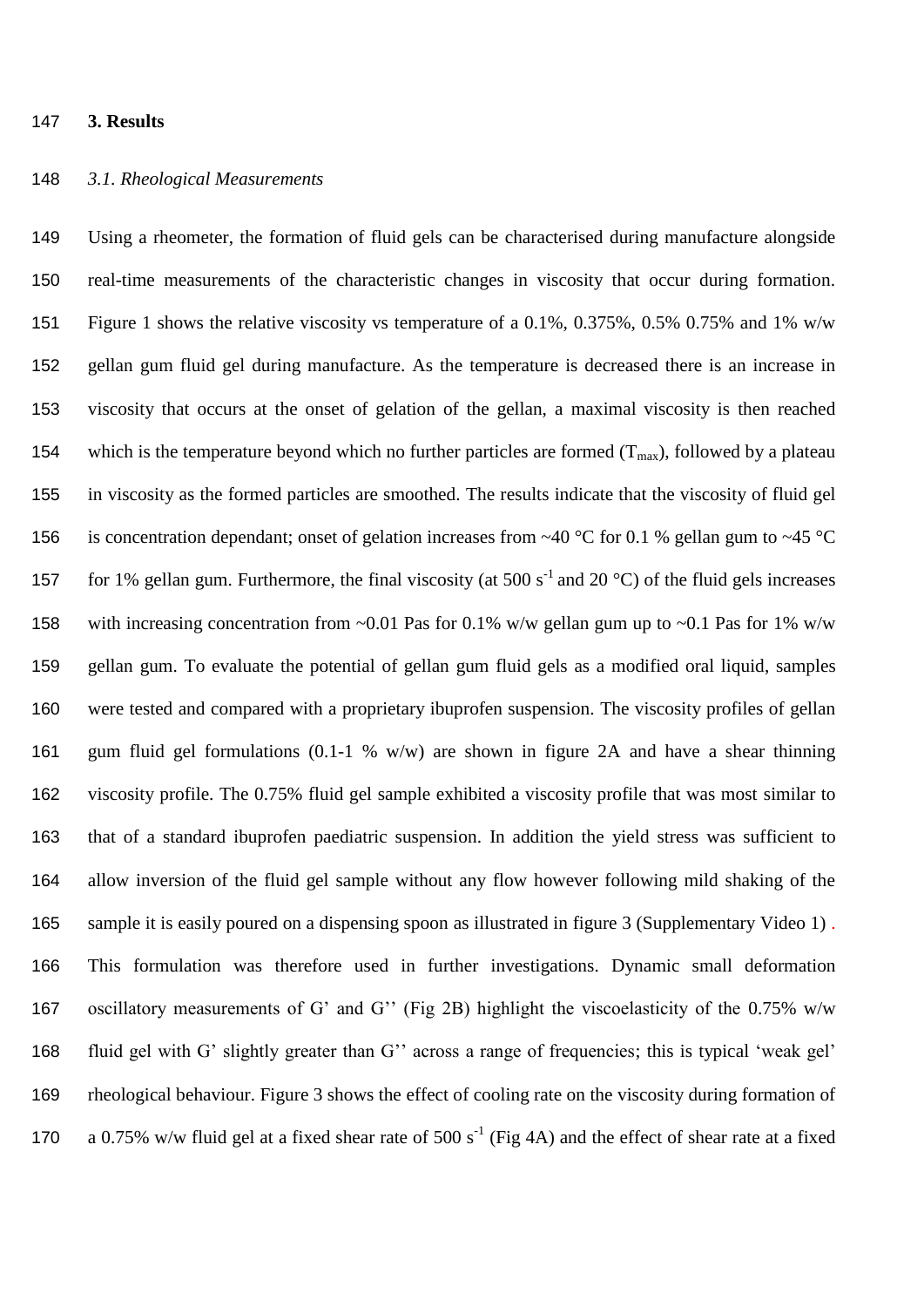## 3. Results

### *3.1. Rheological Measurements*

Using a rheometer, the formation of fluid gels can be characterised during manufacture alongside real-time measurements of the characteristic changes in viscosity that occur during formation. Figure 1 shows the relative viscosity vs temperature of a 0.1%, 0.375%, 0.5% 0.75% and 1% w/w gellan gum fluid gel during manufacture. As the temperature is decreased there is an increase in viscosity that occurs at the onset of gelation of the gellan, a maximal viscosity is then reached which is the temperature beyond which no further particles are formed ($T_{max}$), followed by a plateau in viscosity as the formed particles are smoothed. The results indicate that the viscosity of fluid gel is concentration dependant; onset of gelation increases from ~40 °C for 0.1 % gellan gum to ~45 °C for 1% gellan gum. Furthermore, the final viscosity (at 500 $s^{-1}$ and 20 °C) of the fluid gels increases with increasing concentration from ~0.01 Pas for 0.1% w/w gellan gum up to ~0.1 Pas for 1% w/w gellan gum. To evaluate the potential of gellan gum fluid gels as a modified oral liquid, samples were tested and compared with a proprietary ibuprofen suspension. The viscosity profiles of gellan gum fluid gel formulations (0.1-1 % w/w) are shown in figure 2A and have a shear thinning viscosity profile. The 0.75% fluid gel sample exhibited a viscosity profile that was most similar to that of a standard ibuprofen paediatric suspension. In addition the yield stress was sufficient to allow inversion of the fluid gel sample without any flow however following mild shaking of the sample it is easily poured on a dispensing spoon as illustrated in figure 3 (Supplementary Video 1) . This formulation was therefore used in further investigations. Dynamic small deformation oscillatory measurements of G' and G'' (Fig 2B) highlight the viscoelasticity of the 0.75% w/w fluid gel with G' slightly greater than G'' across a range of frequencies; this is typical 'weak gel' rheological behaviour. Figure 3 shows the effect of cooling rate on the viscosity during formation of a 0.75% w/w fluid gel at a fixed shear rate of 500 $s^{-1}$ (Fig 4A) and the effect of shear rate at a fixed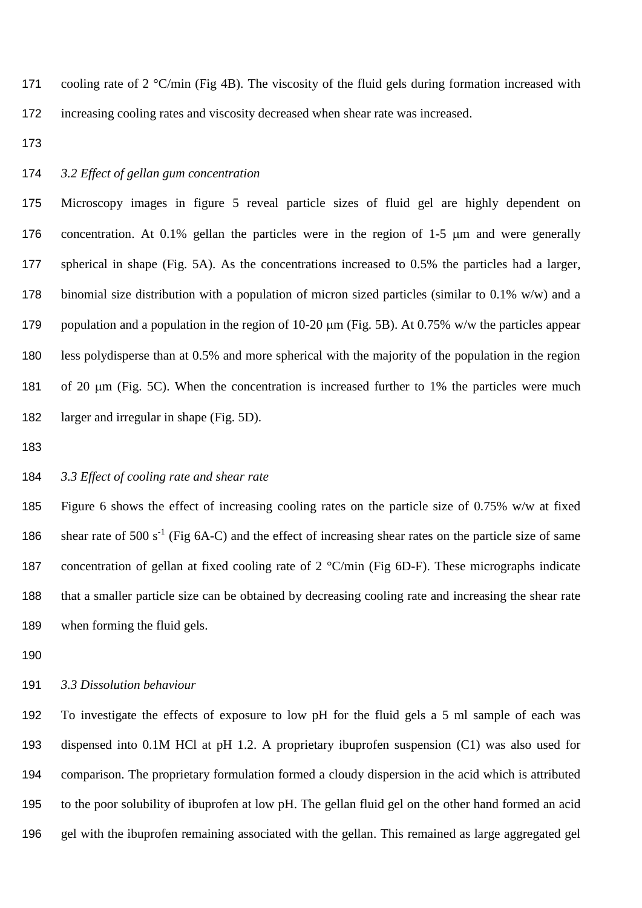cooling rate of 2 °C/min (Fig 4B). The viscosity of the fluid gels during formation increased with increasing cooling rates and viscosity decreased when shear rate was increased.

*3.2 Effect of gellan gum concentration*

Microscopy images in figure 5 reveal particle sizes of fluid gel are highly dependent on concentration. At 0.1% gellan the particles were in the region of 1-5 μm and were generally spherical in shape (Fig. 5A). As the concentrations increased to 0.5% the particles had a larger, binomial size distribution with a population of micron sized particles (similar to 0.1% w/w) and a population and a population in the region of 10-20 μm (Fig. 5B). At 0.75% w/w the particles appear less polydisperse than at 0.5% and more spherical with the majority of the population in the region of 20 μm (Fig. 5C). When the concentration is increased further to 1% the particles were much larger and irregular in shape (Fig. 5D).

*3.3 Effect of cooling rate and shear rate*

Figure 6 shows the effect of increasing cooling rates on the particle size of 0.75% w/w at fixed shear rate of 500 $s^{-1}$ (Fig 6A-C) and the effect of increasing shear rates on the particle size of same concentration of gellan at fixed cooling rate of 2 °C/min (Fig 6D-F). These micrographs indicate that a smaller particle size can be obtained by decreasing cooling rate and increasing the shear rate when forming the fluid gels.

*3.3 Dissolution behaviour*

To investigate the effects of exposure to low pH for the fluid gels a 5 ml sample of each was dispensed into 0.1M HCl at pH 1.2. A proprietary ibuprofen suspension (C1) was also used for comparison. The proprietary formulation formed a cloudy dispersion in the acid which is attributed to the poor solubility of ibuprofen at low pH. The gellan fluid gel on the other hand formed an acid gel with the ibuprofen remaining associated with the gellan. This remained as large aggregated gel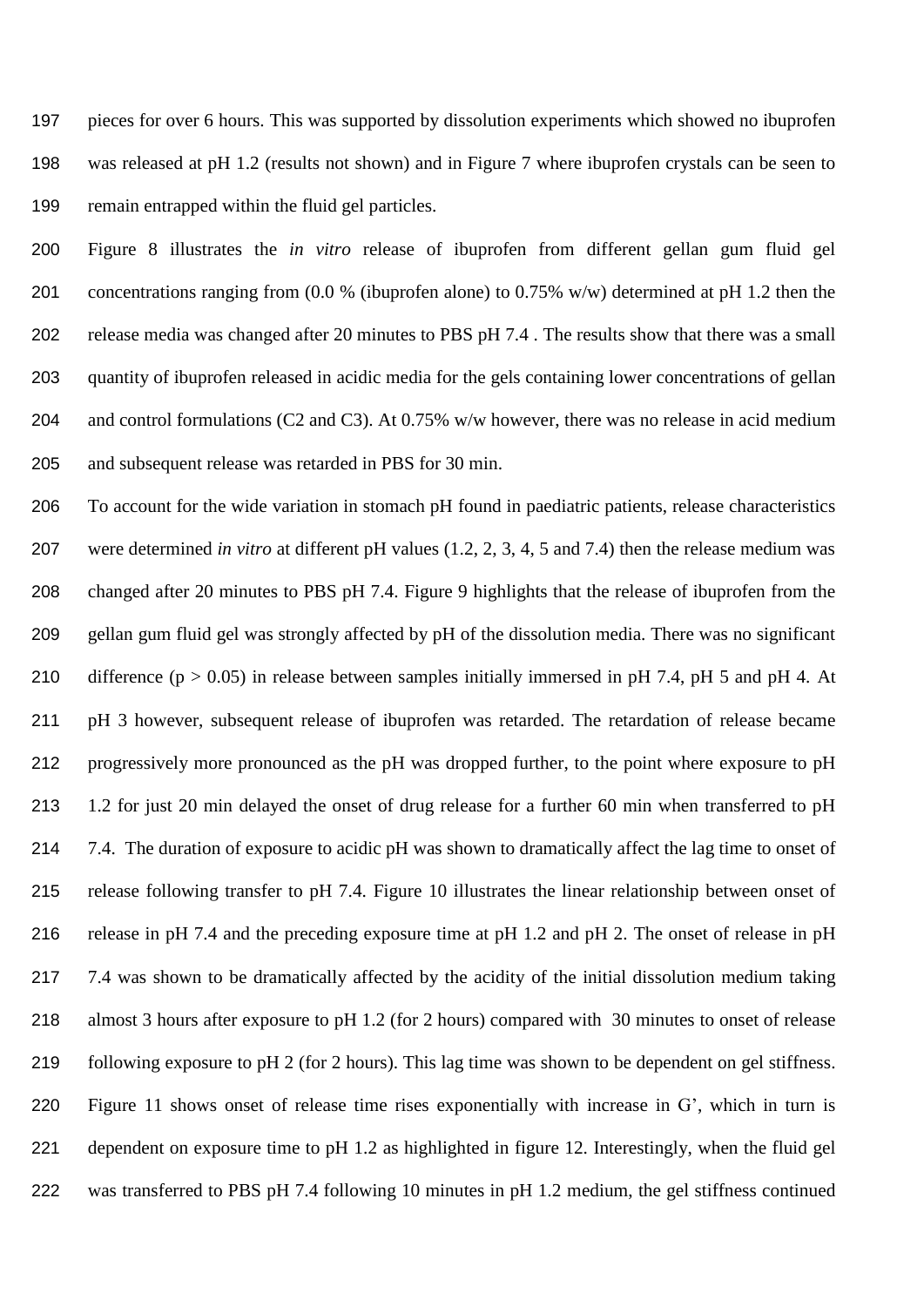pieces for over 6 hours. This was supported by dissolution experiments which showed no ibuprofen was released at pH 1.2 (results not shown) and in Figure 7 where ibuprofen crystals can be seen to remain entrapped within the fluid gel particles.

Figure 8 illustrates the *in vitro* release of ibuprofen from different gellan gum fluid gel concentrations ranging from (0.0 % (ibuprofen alone) to 0.75% w/w) determined at pH 1.2 then the release media was changed after 20 minutes to PBS pH 7.4 . The results show that there was a small quantity of ibuprofen released in acidic media for the gels containing lower concentrations of gellan and control formulations (C2 and C3). At 0.75% w/w however, there was no release in acid medium and subsequent release was retarded in PBS for 30 min.

To account for the wide variation in stomach pH found in paediatric patients, release characteristics were determined *in vitro* at different pH values (1.2, 2, 3, 4, 5 and 7.4) then the release medium was changed after 20 minutes to PBS pH 7.4. Figure 9 highlights that the release of ibuprofen from the gellan gum fluid gel was strongly affected by pH of the dissolution media. There was no significant difference ($p > 0.05$) in release between samples initially immersed in pH 7.4, pH 5 and pH 4. At pH 3 however, subsequent release of ibuprofen was retarded. The retardation of release became progressively more pronounced as the pH was dropped further, to the point where exposure to pH 1.2 for just 20 min delayed the onset of drug release for a further 60 min when transferred to pH 7.4. The duration of exposure to acidic pH was shown to dramatically affect the lag time to onset of release following transfer to pH 7.4. Figure 10 illustrates the linear relationship between onset of release in pH 7.4 and the preceding exposure time at pH 1.2 and pH 2. The onset of release in pH 7.4 was shown to be dramatically affected by the acidity of the initial dissolution medium taking almost 3 hours after exposure to pH 1.2 (for 2 hours) compared with 30 minutes to onset of release following exposure to pH 2 (for 2 hours). This lag time was shown to be dependent on gel stiffness. Figure 11 shows onset of release time rises exponentially with increase in G', which in turn is dependent on exposure time to pH 1.2 as highlighted in figure 12. Interestingly, when the fluid gel was transferred to PBS pH 7.4 following 10 minutes in pH 1.2 medium, the gel stiffness continued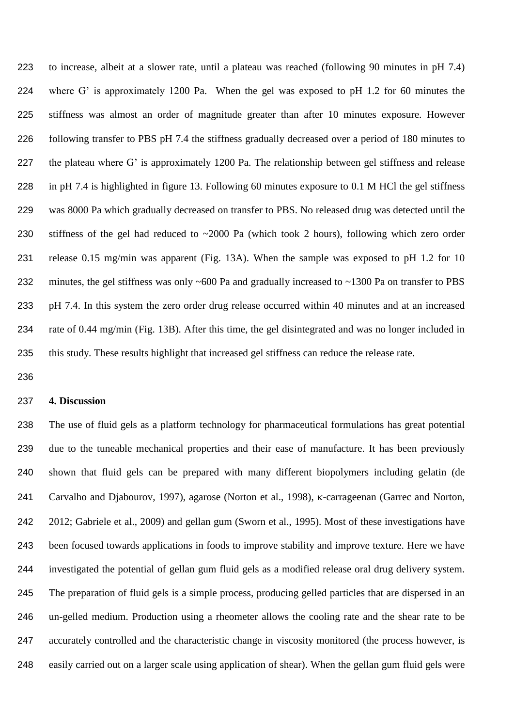to increase, albeit at a slower rate, until a plateau was reached (following 90 minutes in pH 7.4) where G' is approximately 1200 Pa. When the gel was exposed to pH 1.2 for 60 minutes the stiffness was almost an order of magnitude greater than after 10 minutes exposure. However following transfer to PBS pH 7.4 the stiffness gradually decreased over a period of 180 minutes to the plateau where G' is approximately 1200 Pa. The relationship between gel stiffness and release in pH 7.4 is highlighted in figure 13. Following 60 minutes exposure to 0.1 M HCl the gel stiffness was 8000 Pa which gradually decreased on transfer to PBS. No released drug was detected until the stiffness of the gel had reduced to ~2000 Pa (which took 2 hours), following which zero order release 0.15 mg/min was apparent (Fig. 13A). When the sample was exposed to pH 1.2 for 10 minutes, the gel stiffness was only ~600 Pa and gradually increased to ~1300 Pa on transfer to PBS pH 7.4. In this system the zero order drug release occurred within 40 minutes and at an increased rate of 0.44 mg/min (Fig. 13B). After this time, the gel disintegrated and was no longer included in this study. These results highlight that increased gel stiffness can reduce the release rate.

## 4. Discussion

The use of fluid gels as a platform technology for pharmaceutical formulations has great potential due to the tuneable mechanical properties and their ease of manufacture. It has been previously shown that fluid gels can be prepared with many different biopolymers including gelatin (de Carvalho and Djabourov, 1997), agarose (Norton et al., 1998), κ-carrageenan (Garrec and Norton, 2012; Gabriele et al., 2009) and gellan gum (Sworn et al., 1995). Most of these investigations have been focused towards applications in foods to improve stability and improve texture. Here we have investigated the potential of gellan gum fluid gels as a modified release oral drug delivery system. The preparation of fluid gels is a simple process, producing gelled particles that are dispersed in an un-gelled medium. Production using a rheometer allows the cooling rate and the shear rate to be accurately controlled and the characteristic change in viscosity monitored (the process however, is easily carried out on a larger scale using application of shear). When the gellan gum fluid gels were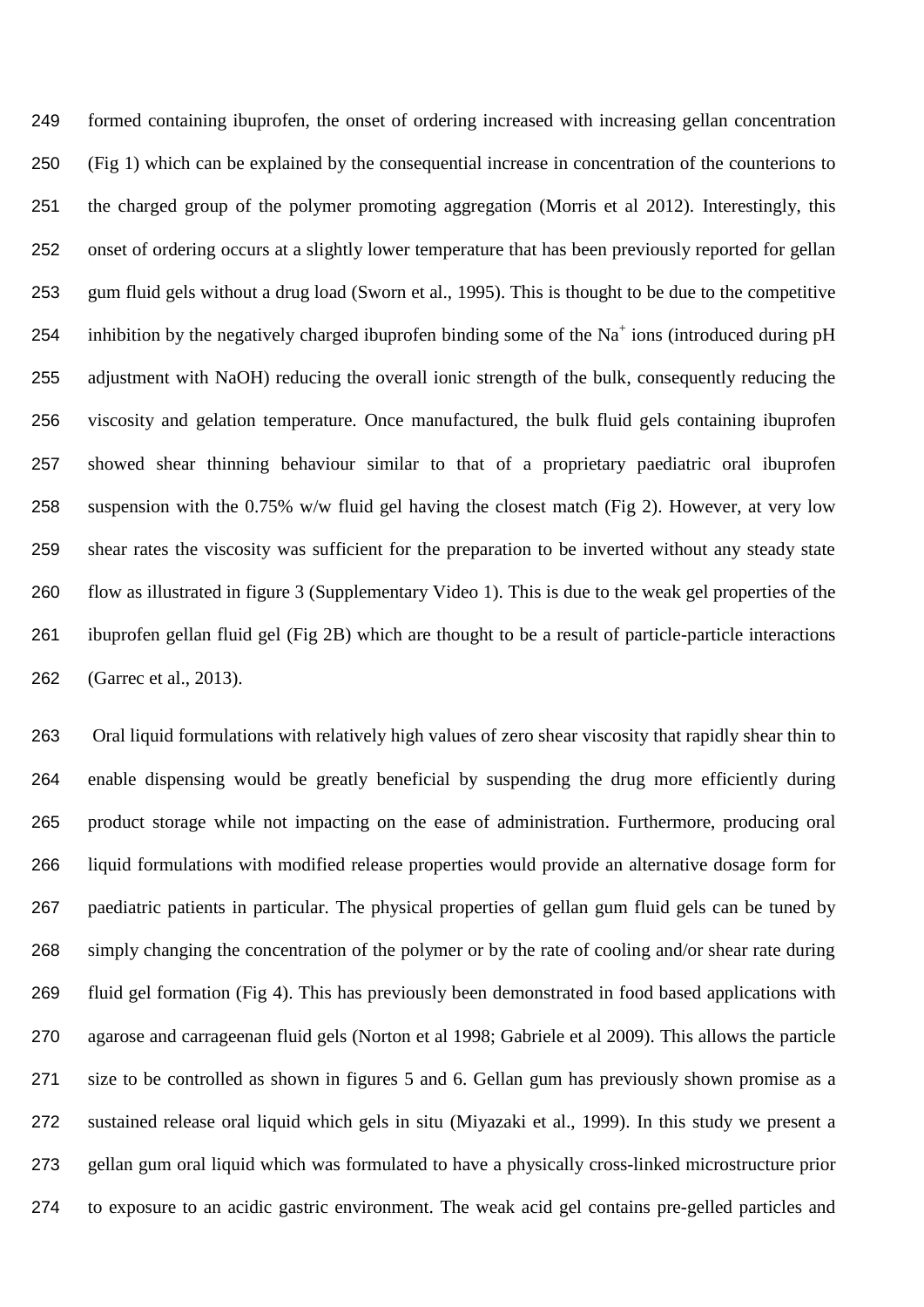formed containing ibuprofen, the onset of ordering increased with increasing gellan concentration (Fig 1) which can be explained by the consequential increase in concentration of the counterions to the charged group of the polymer promoting aggregation (Morris et al 2012). Interestingly, this onset of ordering occurs at a slightly lower temperature that has been previously reported for gellan gum fluid gels without a drug load (Sworn et al., 1995). This is thought to be due to the competitive inhibition by the negatively charged ibuprofen binding some of the $Na^+$ ions (introduced during pH adjustment with NaOH) reducing the overall ionic strength of the bulk, consequently reducing the viscosity and gelation temperature. Once manufactured, the bulk fluid gels containing ibuprofen showed shear thinning behaviour similar to that of a proprietary paediatric oral ibuprofen suspension with the 0.75% w/w fluid gel having the closest match (Fig 2). However, at very low shear rates the viscosity was sufficient for the preparation to be inverted without any steady state flow as illustrated in figure 3 (Supplementary Video 1). This is due to the weak gel properties of the ibuprofen gellan fluid gel (Fig 2B) which are thought to be a result of particle-particle interactions (Garrec et al., 2013).

Oral liquid formulations with relatively high values of zero shear viscosity that rapidly shear thin to enable dispensing would be greatly beneficial by suspending the drug more efficiently during product storage while not impacting on the ease of administration. Furthermore, producing oral liquid formulations with modified release properties would provide an alternative dosage form for paediatric patients in particular. The physical properties of gellan gum fluid gels can be tuned by simply changing the concentration of the polymer or by the rate of cooling and/or shear rate during fluid gel formation (Fig 4). This has previously been demonstrated in food based applications with agarose and carrageenan fluid gels (Norton et al 1998; Gabriele et al 2009). This allows the particle size to be controlled as shown in figures 5 and 6. Gellan gum has previously shown promise as a sustained release oral liquid which gels in situ (Miyazaki et al., 1999). In this study we present a gellan gum oral liquid which was formulated to have a physically cross-linked microstructure prior to exposure to an acidic gastric environment. The weak acid gel contains pre-gelled particles and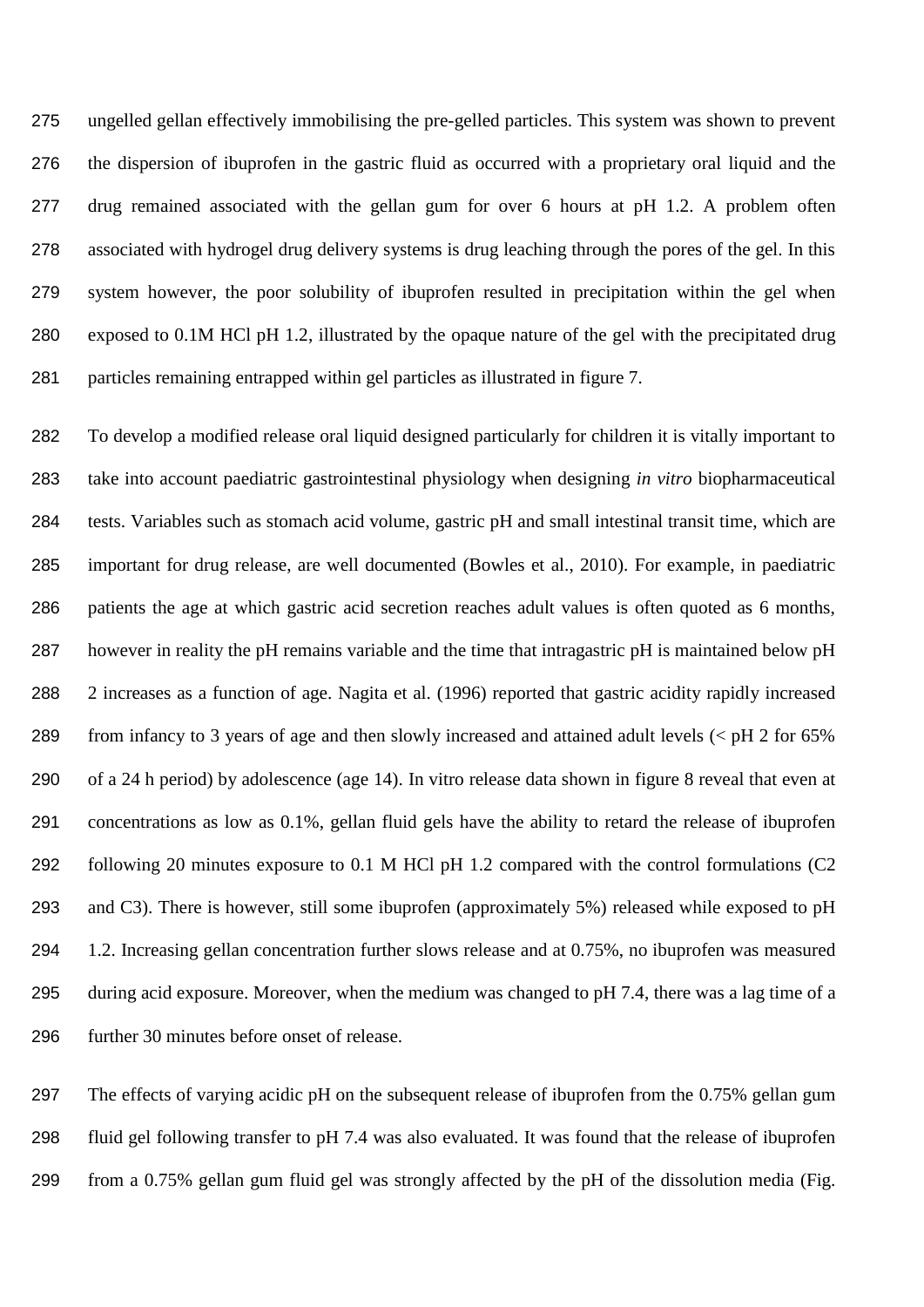ungelled gellan effectively immobilising the pre-gelled particles. This system was shown to prevent the dispersion of ibuprofen in the gastric fluid as occurred with a proprietary oral liquid and the drug remained associated with the gellan gum for over 6 hours at pH 1.2. A problem often associated with hydrogel drug delivery systems is drug leaching through the pores of the gel. In this system however, the poor solubility of ibuprofen resulted in precipitation within the gel when exposed to 0.1M HCl pH 1.2, illustrated by the opaque nature of the gel with the precipitated drug particles remaining entrapped within gel particles as illustrated in figure 7.

To develop a modified release oral liquid designed particularly for children it is vitally important to take into account paediatric gastrointestinal physiology when designing *in vitro* biopharmaceutical tests. Variables such as stomach acid volume, gastric pH and small intestinal transit time, which are important for drug release, are well documented (Bowles et al., 2010). For example, in paediatric patients the age at which gastric acid secretion reaches adult values is often quoted as 6 months, however in reality the pH remains variable and the time that intragastric pH is maintained below pH 2 increases as a function of age. Nagita et al. (1996) reported that gastric acidity rapidly increased from infancy to 3 years of age and then slowly increased and attained adult levels (< pH 2 for 65% of a 24 h period) by adolescence (age 14). In vitro release data shown in figure 8 reveal that even at concentrations as low as 0.1%, gellan fluid gels have the ability to retard the release of ibuprofen following 20 minutes exposure to 0.1 M HCl pH 1.2 compared with the control formulations (C2 and C3). There is however, still some ibuprofen (approximately 5%) released while exposed to pH 1.2. Increasing gellan concentration further slows release and at 0.75%, no ibuprofen was measured during acid exposure. Moreover, when the medium was changed to pH 7.4, there was a lag time of a further 30 minutes before onset of release.

The effects of varying acidic pH on the subsequent release of ibuprofen from the 0.75% gellan gum fluid gel following transfer to pH 7.4 was also evaluated. It was found that the release of ibuprofen from a 0.75% gellan gum fluid gel was strongly affected by the pH of the dissolution media (Fig.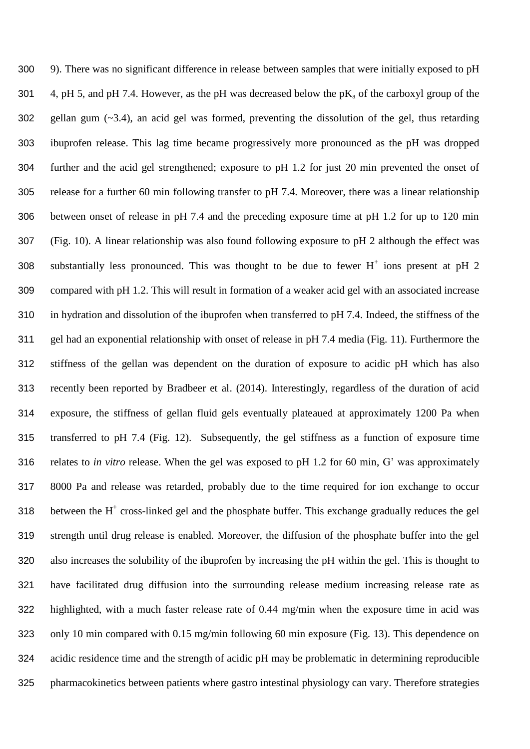9). There was no significant difference in release between samples that were initially exposed to pH 4, pH 5, and pH 7.4. However, as the pH was decreased below the $pK_a$ of the carboxyl group of the gellan gum (~3.4), an acid gel was formed, preventing the dissolution of the gel, thus retarding ibuprofen release. This lag time became progressively more pronounced as the pH was dropped further and the acid gel strengthened; exposure to pH 1.2 for just 20 min prevented the onset of release for a further 60 min following transfer to pH 7.4. Moreover, there was a linear relationship between onset of release in pH 7.4 and the preceding exposure time at pH 1.2 for up to 120 min (Fig. 10). A linear relationship was also found following exposure to pH 2 although the effect was substantially less pronounced. This was thought to be due to fewer $H^+$ ions present at pH 2 compared with pH 1.2. This will result in formation of a weaker acid gel with an associated increase in hydration and dissolution of the ibuprofen when transferred to pH 7.4. Indeed, the stiffness of the gel had an exponential relationship with onset of release in pH 7.4 media (Fig. 11). Furthermore the stiffness of the gellan was dependent on the duration of exposure to acidic pH which has also recently been reported by Bradbeer et al. (2014). Interestingly, regardless of the duration of acid exposure, the stiffness of gellan fluid gels eventually plateaued at approximately 1200 Pa when transferred to pH 7.4 (Fig. 12). Subsequently, the gel stiffness as a function of exposure time relates to *in vitro* release. When the gel was exposed to pH 1.2 for 60 min, G' was approximately 8000 Pa and release was retarded, probably due to the time required for ion exchange to occur between the $H^+$ cross-linked gel and the phosphate buffer. This exchange gradually reduces the gel strength until drug release is enabled. Moreover, the diffusion of the phosphate buffer into the gel also increases the solubility of the ibuprofen by increasing the pH within the gel. This is thought to have facilitated drug diffusion into the surrounding release medium increasing release rate as highlighted, with a much faster release rate of 0.44 mg/min when the exposure time in acid was only 10 min compared with 0.15 mg/min following 60 min exposure (Fig. 13). This dependence on acidic residence time and the strength of acidic pH may be problematic in determining reproducible pharmacokinetics between patients where gastro intestinal physiology can vary. Therefore strategies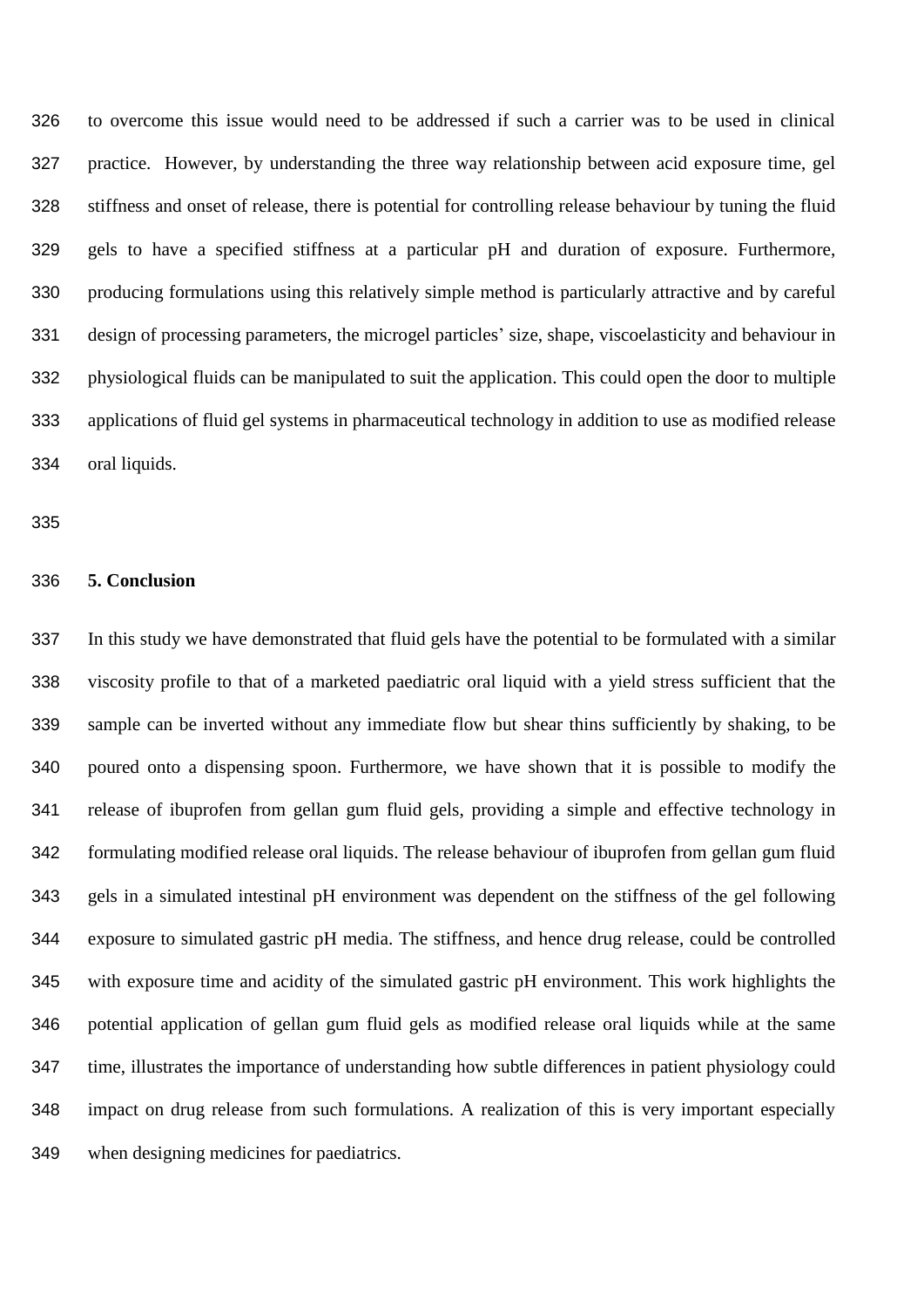to overcome this issue would need to be addressed if such a carrier was to be used in clinical practice. However, by understanding the three way relationship between acid exposure time, gel stiffness and onset of release, there is potential for controlling release behaviour by tuning the fluid gels to have a specified stiffness at a particular pH and duration of exposure. Furthermore, producing formulations using this relatively simple method is particularly attractive and by careful design of processing parameters, the microgel particles' size, shape, viscoelasticity and behaviour in physiological fluids can be manipulated to suit the application. This could open the door to multiple applications of fluid gel systems in pharmaceutical technology in addition to use as modified release oral liquids.

## 5. Conclusion

In this study we have demonstrated that fluid gels have the potential to be formulated with a similar viscosity profile to that of a marketed paediatric oral liquid with a yield stress sufficient that the sample can be inverted without any immediate flow but shear thins sufficiently by shaking, to be poured onto a dispensing spoon. Furthermore, we have shown that it is possible to modify the release of ibuprofen from gellan gum fluid gels, providing a simple and effective technology in formulating modified release oral liquids. The release behaviour of ibuprofen from gellan gum fluid gels in a simulated intestinal pH environment was dependent on the stiffness of the gel following exposure to simulated gastric pH media. The stiffness, and hence drug release, could be controlled with exposure time and acidity of the simulated gastric pH environment. This work highlights the potential application of gellan gum fluid gels as modified release oral liquids while at the same time, illustrates the importance of understanding how subtle differences in patient physiology could impact on drug release from such formulations. A realization of this is very important especially when designing medicines for paediatrics.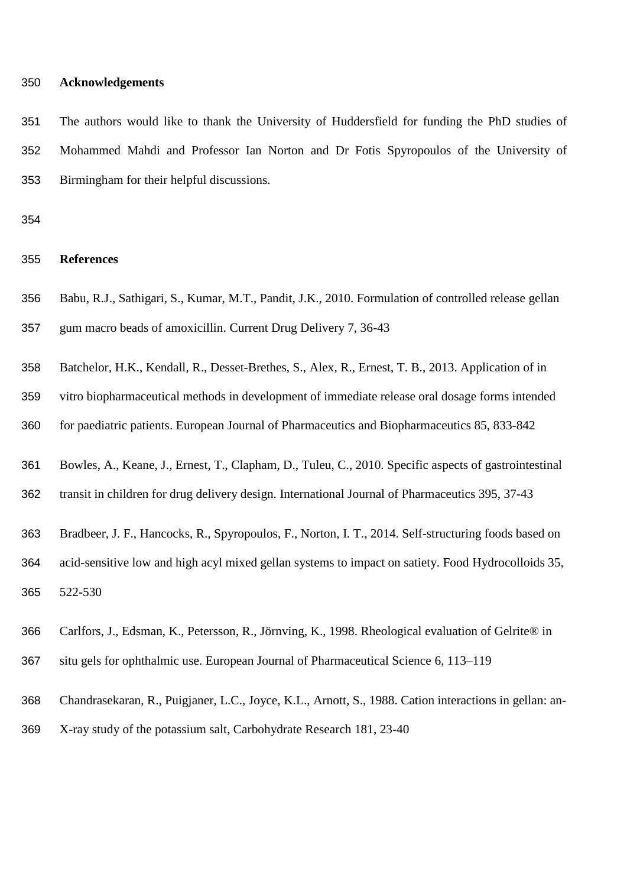## Acknowledgements

The authors would like to thank the University of Huddersfield for funding the PhD studies of Mohammed Mahdi and Professor Ian Norton and Dr Fotis Spyropoulos of the University of Birmingham for their helpful discussions.

## References

Babu, R.J., Sathigari, S., Kumar, M.T., Pandit, J.K., 2010. Formulation of controlled release gellan gum macro beads of amoxicillin. Current Drug Delivery 7, 36-43

Batchelor, H.K., Kendall, R., Desset-Brethes, S., Alex, R., Ernest, T. B., 2013. Application of in vitro biopharmaceutical methods in development of immediate release oral dosage forms intended for paediatric patients. European Journal of Pharmaceutics and Biopharmaceutics 85, 833-842

Bowles, A., Keane, J., Ernest, T., Clapham, D., Tuleu, C., 2010. Specific aspects of gastrointestinal transit in children for drug delivery design. International Journal of Pharmaceutics 395, 37-43

Bradbeer, J. F., Hancocks, R., Spyropoulos, F., Norton, I. T., 2014. Self-structuring foods based on acid-sensitive low and high acyl mixed gellan systems to impact on satiety. Food Hydrocolloids 35, 522-530

Carlfors, J., Edsman, K., Petersson, R., Jörnving, K., 1998. Rheological evaluation of Gelrite® in situ gels for ophthalmic use. European Journal of Pharmaceutical Science 6, 113–119

Chandrasekaran, R., Puigjaner, L.C., Joyce, K.L., Arnott, S., 1988. Cation interactions in gellan: an-X-ray study of the potassium salt, Carbohydrate Research 181, 23-40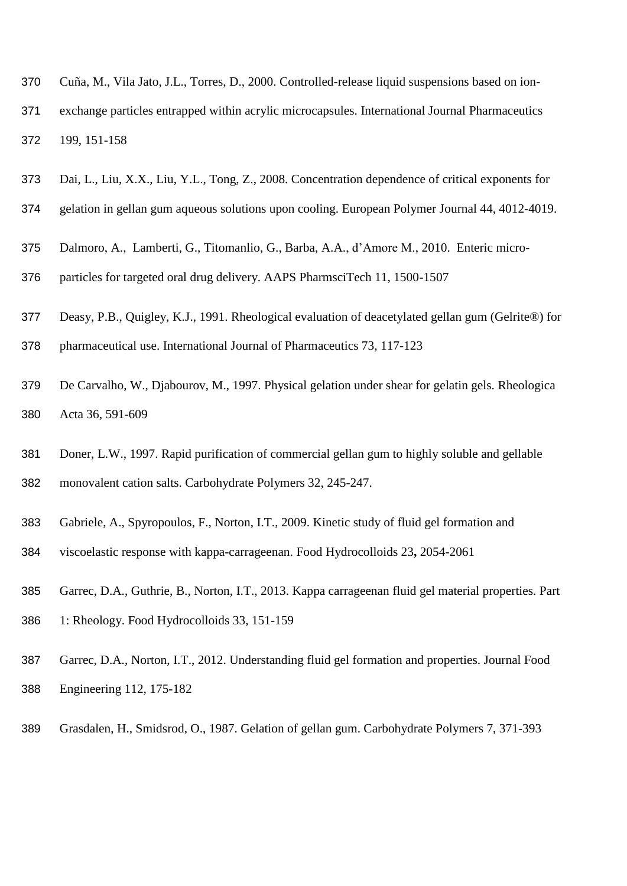Cuña, M., Vila Jato, J.L., Torres, D., 2000. Controlled-release liquid suspensions based on ion-exchange particles entrapped within acrylic microcapsules. International Journal Pharmaceutics 199, 151-158

Dai, L., Liu, X.X., Liu, Y.L., Tong, Z., 2008. Concentration dependence of critical exponents for gelation in gellan gum aqueous solutions upon cooling. European Polymer Journal 44, 4012-4019.

Dalmoro, A., Lamberti, G., Titomanlio, G., Barba, A.A., d'Amore M., 2010. Enteric micro-particles for targeted oral drug delivery. AAPS PharmsciTech 11, 1500-1507

Deasy, P.B., Quigley, K.J., 1991. Rheological evaluation of deacetylated gellan gum (Gelrite®) for pharmaceutical use. International Journal of Pharmaceutics 73, 117-123

De Carvalho, W., Djabourov, M., 1997. Physical gelation under shear for gelatin gels. Rheologica Acta 36, 591-609

Doner, L.W., 1997. Rapid purification of commercial gellan gum to highly soluble and gellable monovalent cation salts. Carbohydrate Polymers 32, 245-247.

Gabriele, A., Spyropoulos, F., Norton, I.T., 2009. Kinetic study of fluid gel formation and viscoelastic response with kappa-carrageenan. Food Hydrocolloids 23**,** 2054-2061

Garrec, D.A., Guthrie, B., Norton, I.T., 2013. Kappa carrageenan fluid gel material properties. Part 1: Rheology. Food Hydrocolloids 33, 151-159

Garrec, D.A., Norton, I.T., 2012. Understanding fluid gel formation and properties. Journal Food Engineering 112, 175-182

Grasdalen, H., Smidsrod, O., 1987. Gelation of gellan gum. Carbohydrate Polymers 7, 371-393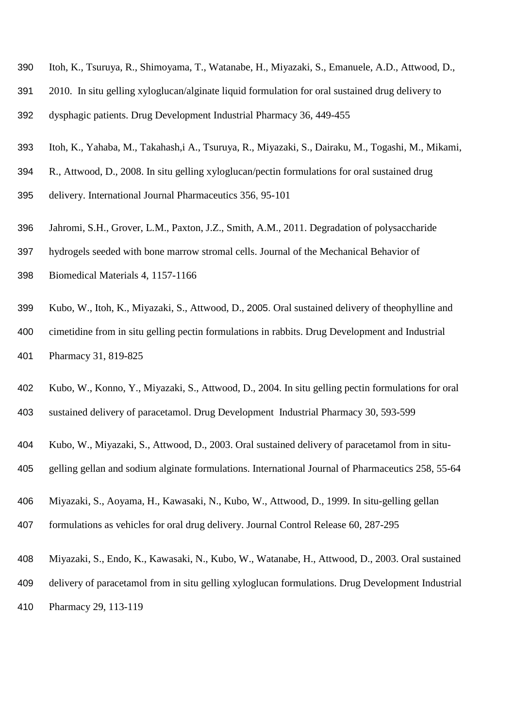Itoh, K., Tsuruya, R., Shimoyama, T., Watanabe, H., Miyazaki, S., Emanuele, A.D., Attwood, D., 2010. In situ gelling xyloglucan/alginate liquid formulation for oral sustained drug delivery to dysphagic patients. Drug Development Industrial Pharmacy 36, 449-455

Itoh, K., Yahaba, M., Takahash,i A., Tsuruya, R., Miyazaki, S., Dairaku, M., Togashi, M., Mikami, R., Attwood, D., 2008. In situ gelling xyloglucan/pectin formulations for oral sustained drug delivery. International Journal Pharmaceutics 356, 95-101

Jahromi, S.H., Grover, L.M., Paxton, J.Z., Smith, A.M., 2011. Degradation of polysaccharide hydrogels seeded with bone marrow stromal cells. Journal of the Mechanical Behavior of Biomedical Materials 4, 1157-1166

Kubo, W., Itoh, K., Miyazaki, S., Attwood, D., 2005. Oral sustained delivery of theophylline and cimetidine from in situ gelling pectin formulations in rabbits. Drug Development and Industrial Pharmacy 31, 819-825

Kubo, W., Konno, Y., Miyazaki, S., Attwood, D., 2004. In situ gelling pectin formulations for oral sustained delivery of paracetamol. Drug Development Industrial Pharmacy 30, 593-599

Kubo, W., Miyazaki, S., Attwood, D., 2003. Oral sustained delivery of paracetamol from in situ-gelling gellan and sodium alginate formulations. International Journal of Pharmaceutics 258, 55-64

Miyazaki, S., Aoyama, H., Kawasaki, N., Kubo, W., Attwood, D., 1999. In situ-gelling gellan formulations as vehicles for oral drug delivery. Journal Control Release 60, 287-295

Miyazaki, S., Endo, K., Kawasaki, N., Kubo, W., Watanabe, H., Attwood, D., 2003. Oral sustained delivery of paracetamol from in situ gelling xyloglucan formulations. Drug Development Industrial Pharmacy 29, 113-119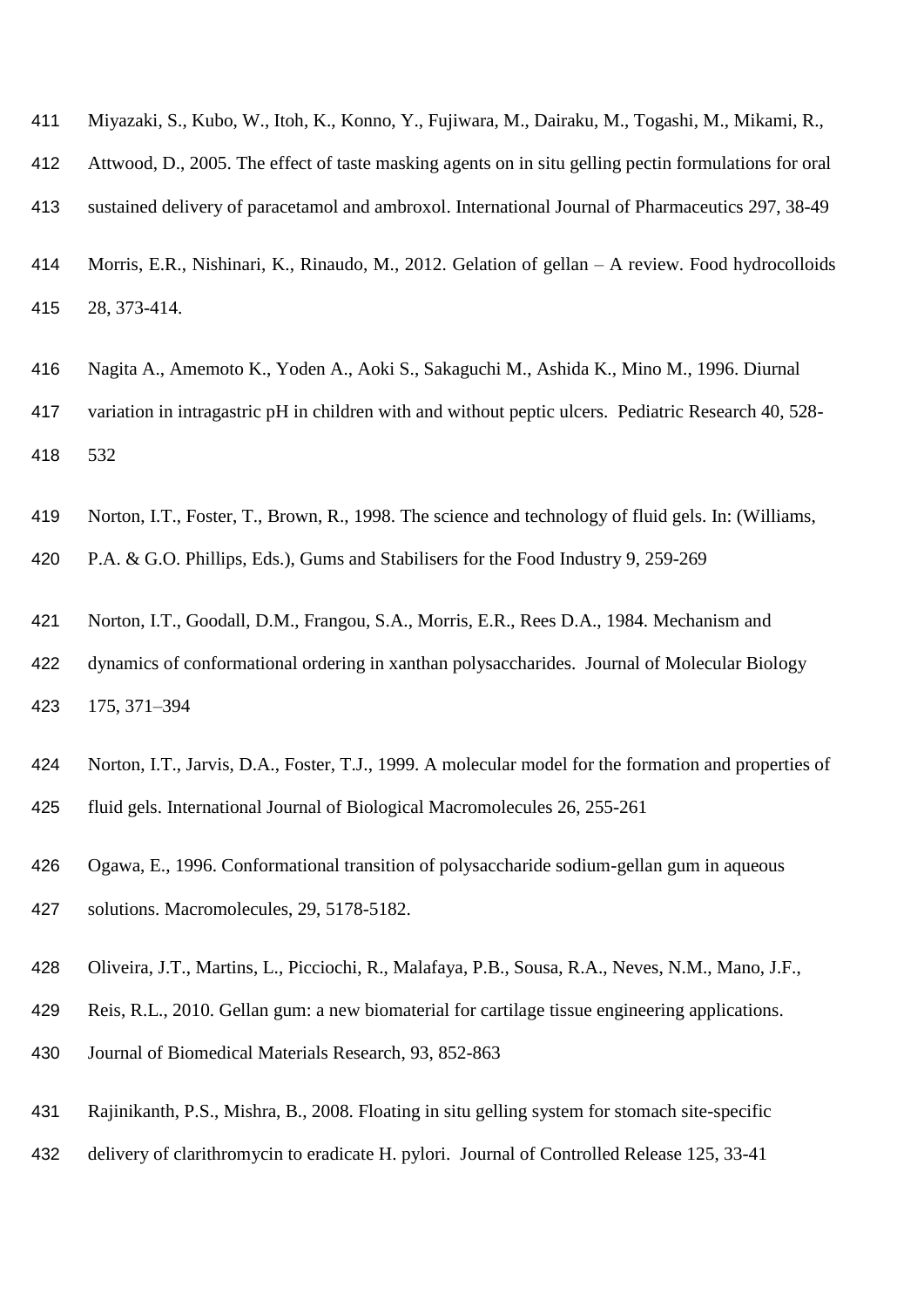Miyazaki, S., Kubo, W., Itoh, K., Konno, Y., Fujiwara, M., Dairaku, M., Togashi, M., Mikami, R., Attwood, D., 2005. The effect of taste masking agents on in situ gelling pectin formulations for oral sustained delivery of paracetamol and ambroxol. International Journal of Pharmaceutics 297, 38-49

Morris, E.R., Nishinari, K., Rinaudo, M., 2012. Gelation of gellan – A review. Food hydrocolloids 28, 373-414.

Nagita A., Amemoto K., Yoden A., Aoki S., Sakaguchi M., Ashida K., Mino M., 1996. Diurnal variation in intragastric pH in children with and without peptic ulcers. Pediatric Research 40, 528-532

Norton, I.T., Foster, T., Brown, R., 1998. The science and technology of fluid gels. In: (Williams, P.A. & G.O. Phillips, Eds.), Gums and Stabilisers for the Food Industry 9, 259-269

Norton, I.T., Goodall, D.M., Frangou, S.A., Morris, E.R., Rees D.A., 1984. Mechanism and dynamics of conformational ordering in xanthan polysaccharides. Journal of Molecular Biology 175, 371–394

Norton, I.T., Jarvis, D.A., Foster, T.J., 1999. A molecular model for the formation and properties of fluid gels. International Journal of Biological Macromolecules 26, 255-261

Ogawa, E., 1996. Conformational transition of polysaccharide sodium-gellan gum in aqueous solutions. Macromolecules, 29, 5178-5182.

Oliveira, J.T., Martins, L., Picciochi, R., Malafaya, P.B., Sousa, R.A., Neves, N.M., Mano, J.F., Reis, R.L., 2010. Gellan gum: a new biomaterial for cartilage tissue engineering applications. Journal of Biomedical Materials Research, 93, 852-863

Rajinikanth, P.S., Mishra, B., 2008. Floating in situ gelling system for stomach site-specific delivery of clarithromycin to eradicate H. pylori. Journal of Controlled Release 125, 33-41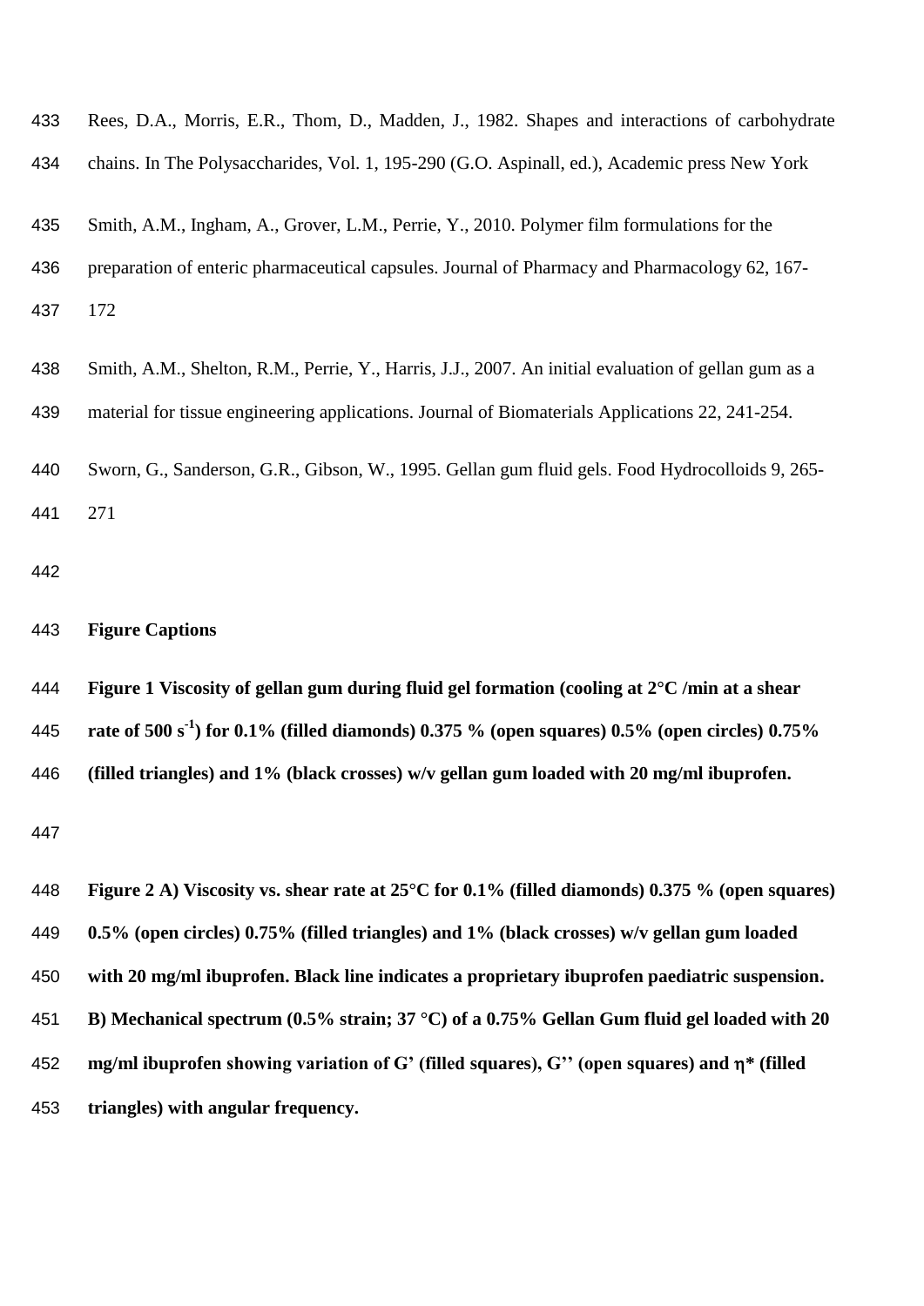Rees, D.A., Morris, E.R., Thom, D., Madden, J., 1982. Shapes and interactions of carbohydrate chains. In The Polysaccharides, Vol. 1, 195-290 (G.O. Aspinall, ed.), Academic press New York

Smith, A.M., Ingham, A., Grover, L.M., Perrie, Y., 2010. Polymer film formulations for the preparation of enteric pharmaceutical capsules. Journal of Pharmacy and Pharmacology 62, 167-172

Smith, A.M., Shelton, R.M., Perrie, Y., Harris, J.J., 2007. An initial evaluation of gellan gum as a material for tissue engineering applications. Journal of Biomaterials Applications 22, 241-254.

Sworn, G., Sanderson, G.R., Gibson, W., 1995. Gellan gum fluid gels. Food Hydrocolloids 9, 265-271

## Figure Captions

**Figure 1 Viscosity of gellan gum during fluid gel formation (cooling at 2°C /min at a shear rate of 500 $s^{-1}$) for 0.1% (filled diamonds) 0.375 % (open squares) 0.5% (open circles) 0.75% (filled triangles) and 1% (black crosses) w/v gellan gum loaded with 20 mg/ml ibuprofen.**

**Figure 2 A) Viscosity vs. shear rate at 25°C for 0.1% (filled diamonds) 0.375 % (open squares) 0.5% (open circles) 0.75% (filled triangles) and 1% (black crosses) w/v gellan gum loaded with 20 mg/ml ibuprofen. Black line indicates a proprietary ibuprofen paediatric suspension. B) Mechanical spectrum (0.5% strain; 37 °C) of a 0.75% Gellan Gum fluid gel loaded with 20 mg/ml ibuprofen showing variation of G' (filled squares), G'' (open squares) and $\eta^*$ (filled triangles) with angular frequency.**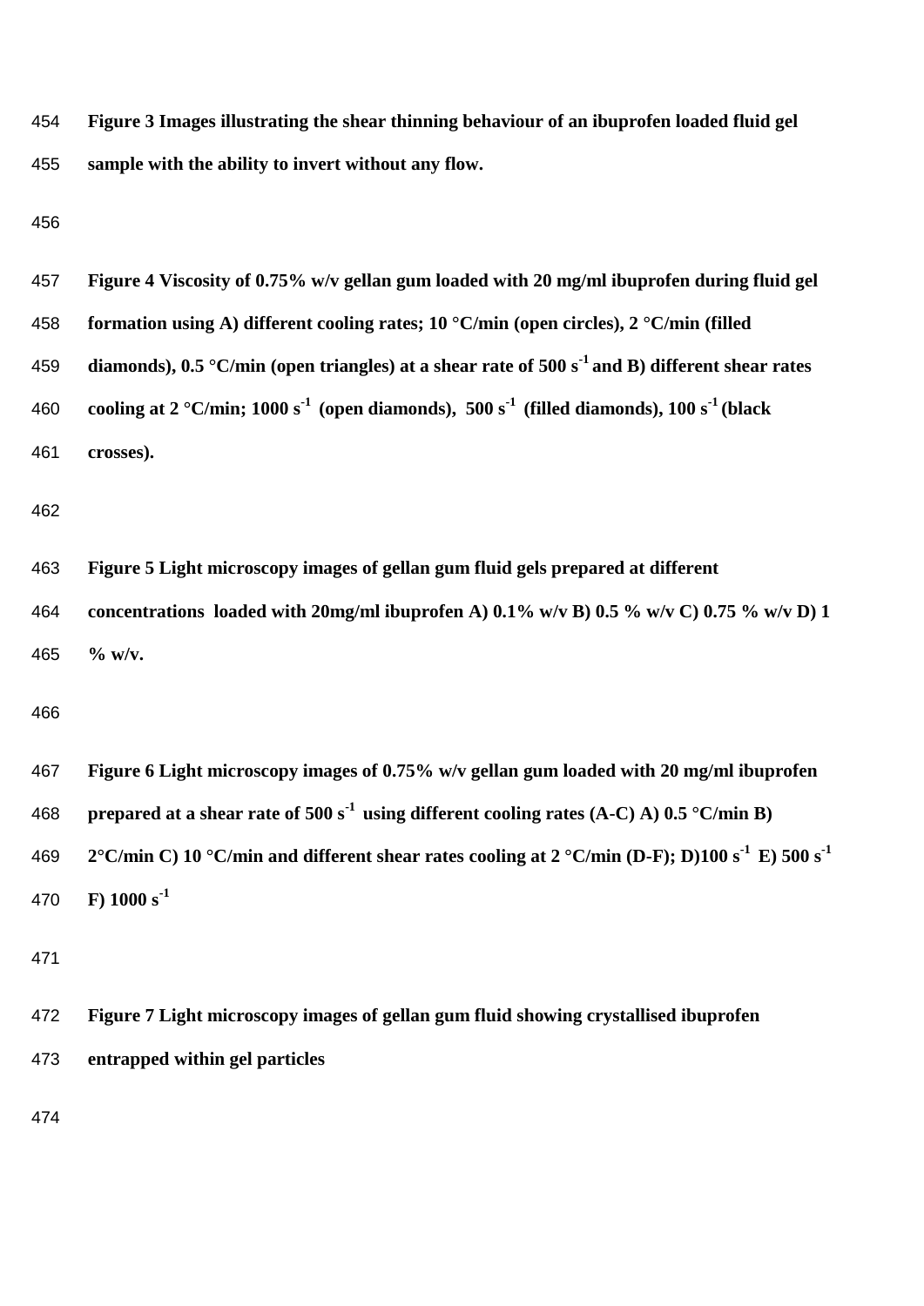**Figure 3 Images illustrating the shear thinning behaviour of an ibuprofen loaded fluid gel sample with the ability to invert without any flow.**

**Figure 4 Viscosity of 0.75% w/v gellan gum loaded with 20 mg/ml ibuprofen during fluid gel formation using A) different cooling rates; 10 °C/min (open circles), 2 °C/min (filled diamonds), 0.5 °C/min (open triangles) at a shear rate of 500 $s^{-1}$ and B) different shear rates cooling at 2 °C/min; 1000 $s^{-1}$ (open diamonds), 500 $s^{-1}$ (filled diamonds), 100 $s^{-1}$ (black crosses).**

**Figure 5 Light microscopy images of gellan gum fluid gels prepared at different concentrations loaded with 20mg/ml ibuprofen A) 0.1% w/v B) 0.5 % w/v C) 0.75 % w/v D) 1 % w/v.**

**Figure 6 Light microscopy images of 0.75% w/v gellan gum loaded with 20 mg/ml ibuprofen prepared at a shear rate of 500 $s^{-1}$ using different cooling rates (A-C) A) 0.5 °C/min B) 2°C/min C) 10 °C/min and different shear rates cooling at 2 °C/min (D-F); D)100 $s^{-1}$ E) 500 $s^{-1}$ F) 1000 $s^{-1}$**

**Figure 7 Light microscopy images of gellan gum fluid showing crystallised ibuprofen entrapped within gel particles**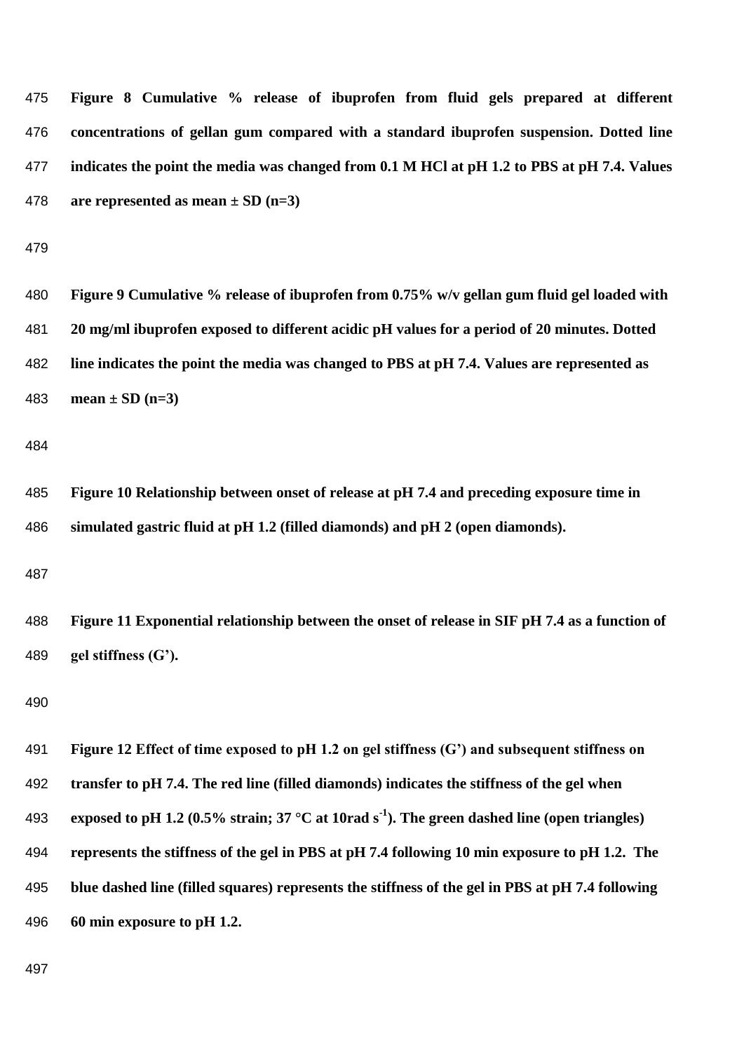**Figure 8 Cumulative % release of ibuprofen from fluid gels prepared at different concentrations of gellan gum compared with a standard ibuprofen suspension. Dotted line indicates the point the media was changed from 0.1 M HCl at pH 1.2 to PBS at pH 7.4. Values are represented as mean ± SD (n=3)**

**Figure 9 Cumulative % release of ibuprofen from 0.75% w/v gellan gum fluid gel loaded with 20 mg/ml ibuprofen exposed to different acidic pH values for a period of 20 minutes. Dotted line indicates the point the media was changed to PBS at pH 7.4. Values are represented as mean ± SD (n=3)**

**Figure 10 Relationship between onset of release at pH 7.4 and preceding exposure time in simulated gastric fluid at pH 1.2 (filled diamonds) and pH 2 (open diamonds).**

**Figure 11 Exponential relationship between the onset of release in SIF pH 7.4 as a function of gel stiffness (G').**

**Figure 12 Effect of time exposed to pH 1.2 on gel stiffness (G') and subsequent stiffness on transfer to pH 7.4. The red line (filled diamonds) indicates the stiffness of the gel when exposed to pH 1.2 (0.5% strain; 37 °C at 10rad $s^{-1}$). The green dashed line (open triangles) represents the stiffness of the gel in PBS at pH 7.4 following 10 min exposure to pH 1.2. The blue dashed line (filled squares) represents the stiffness of the gel in PBS at pH 7.4 following 60 min exposure to pH 1.2.**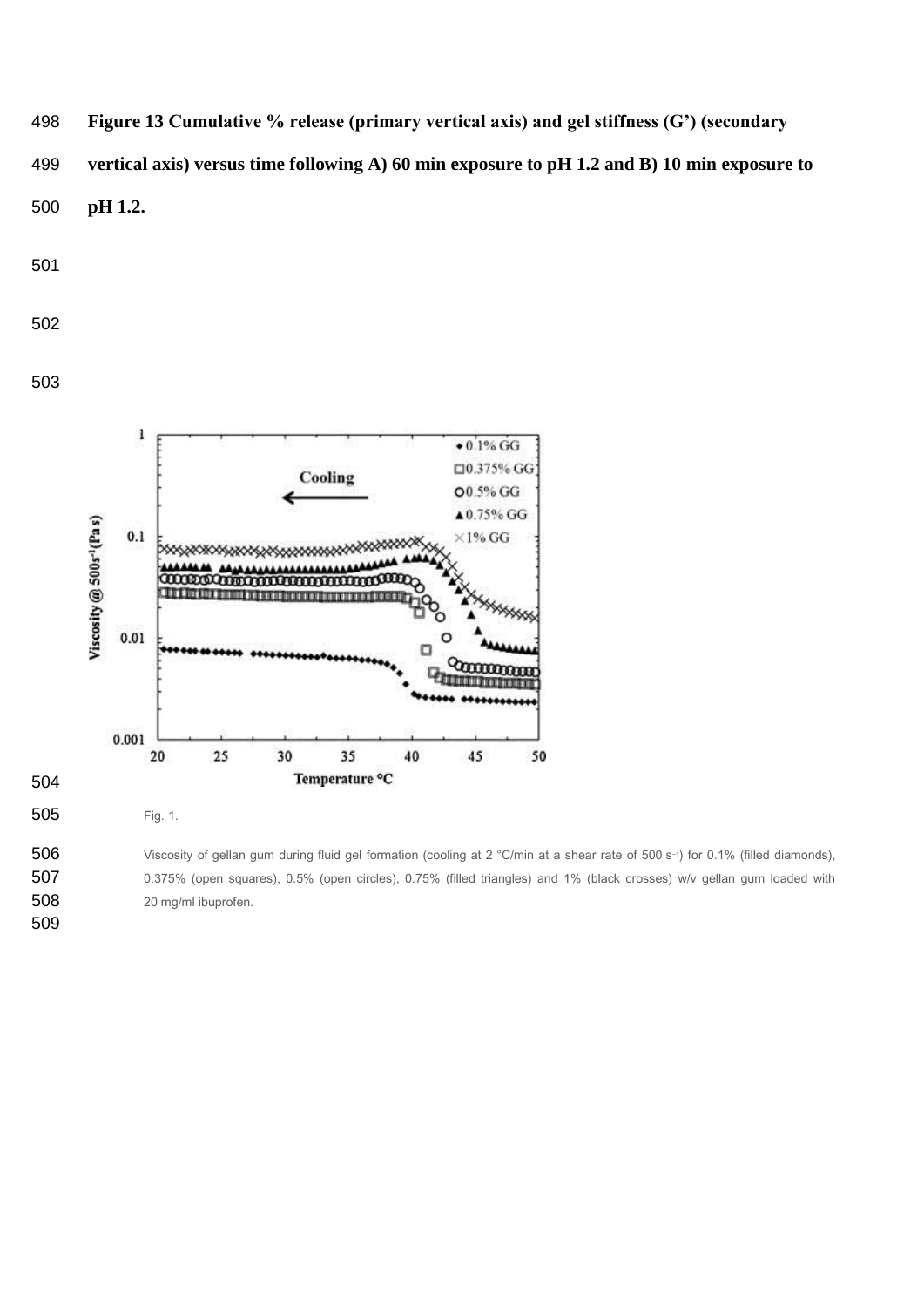**Figure 13 Cumulative % release (primary vertical axis) and gel stiffness (G') (secondary vertical axis) versus time following A) 60 min exposure to pH 1.2 and B) 10 min exposure to pH 1.2.**

Fig. 1.

Viscosity of gellan gum during fluid gel formation (cooling at 2 °C/min at a shear rate of 500 $s^{-1}$) for 0.1% (filled diamonds), 0.375% (open squares), 0.5% (open circles), 0.75% (filled triangles) and 1% (black crosses) w/v gellan gum loaded with 20 mg/ml ibuprofen.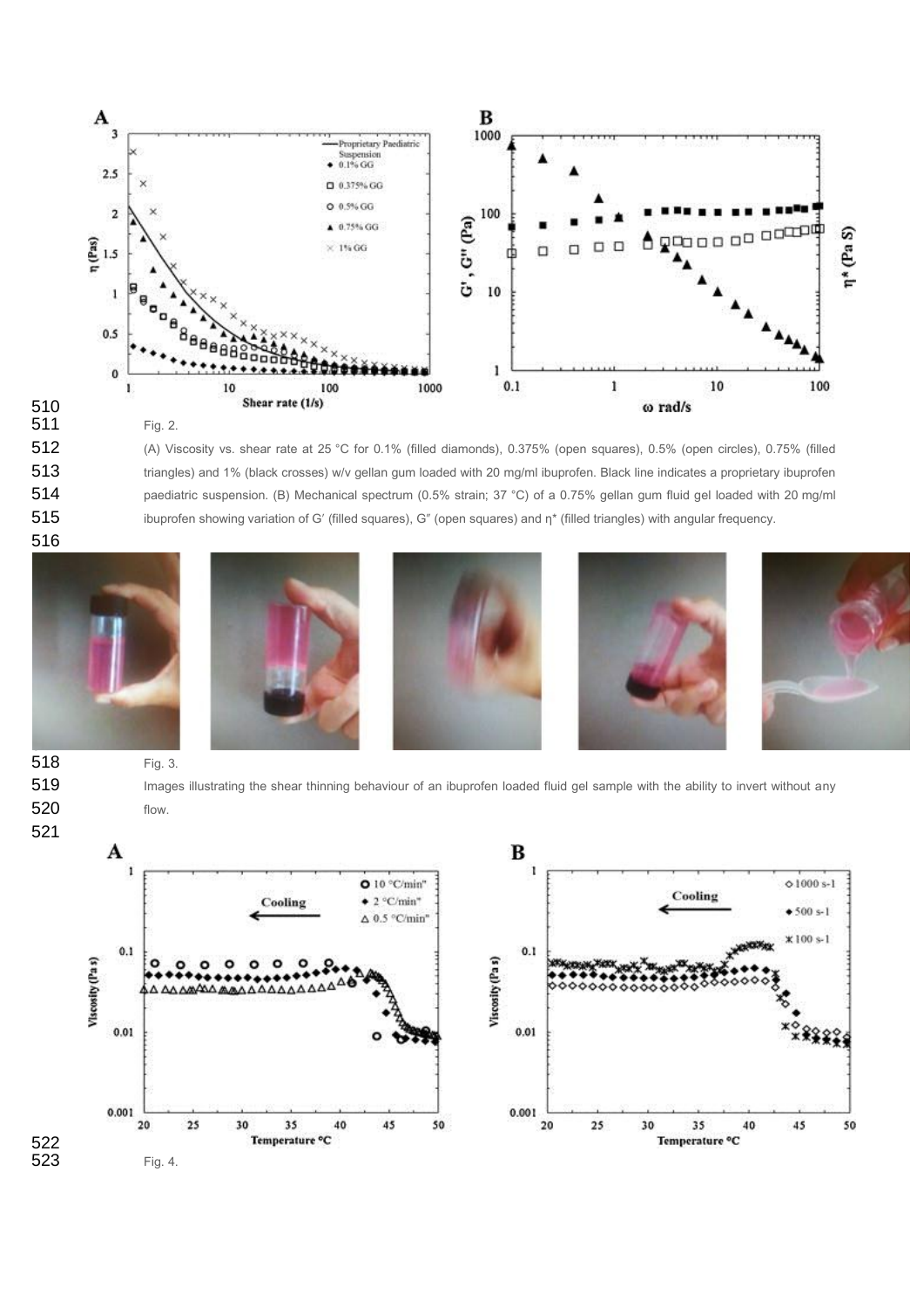Fig. 2.

(A) Viscosity vs. shear rate at 25 °C for 0.1% (filled diamonds), 0.375% (open squares), 0.5% (open circles), 0.75% (filled triangles) and 1% (black crosses) w/v gellan gum loaded with 20 mg/ml ibuprofen. Black line indicates a proprietary ibuprofen paediatric suspension. (B) Mechanical spectrum (0.5% strain; 37 °C) of a 0.75% gellan gum fluid gel loaded with 20 mg/ml ibuprofen showing variation of G′ (filled squares), G″ (open squares) and η* (filled triangles) with angular frequency.

Fig. 3.

Images illustrating the shear thinning behaviour of an ibuprofen loaded fluid gel sample with the ability to invert without any flow.

Fig. 4.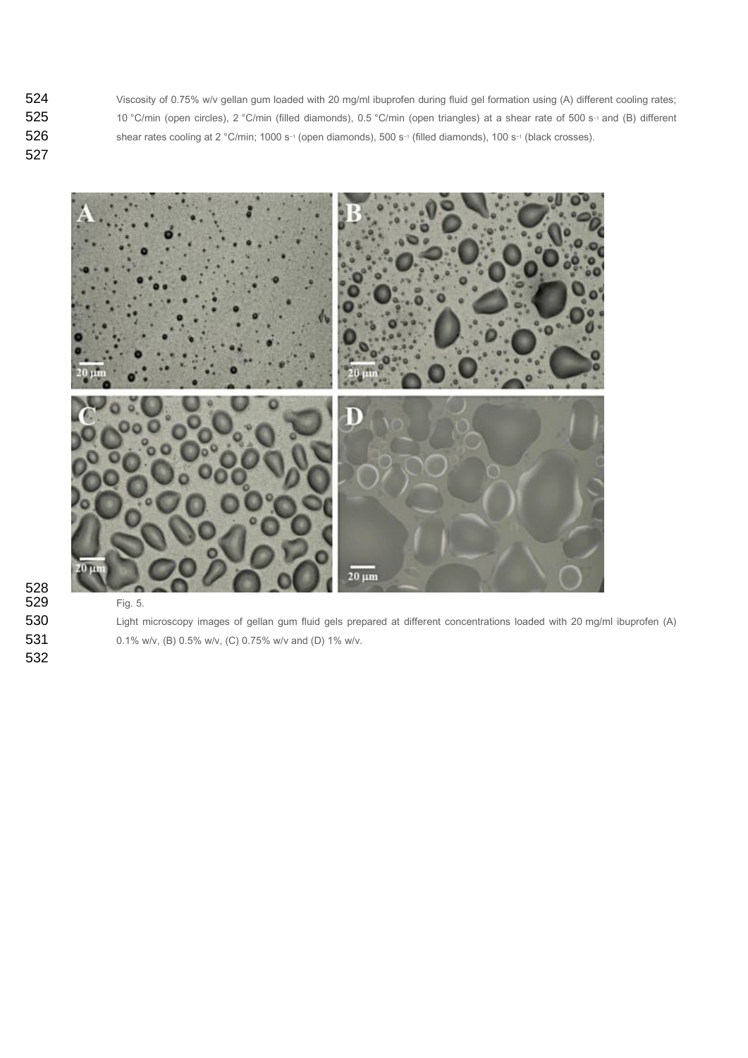Viscosity of 0.75% w/v gellan gum loaded with 20 mg/ml ibuprofen during fluid gel formation using (A) different cooling rates; 10 °C/min (open circles), 2 °C/min (filled diamonds), 0.5 °C/min (open triangles) at a shear rate of 500 $s^{-1}$ and (B) different shear rates cooling at 2 °C/min; 1000 $s^{-1}$ (open diamonds), 500 $s^{-1}$ (filled diamonds), 100 $s^{-1}$ (black crosses).

Fig. 5.

Light microscopy images of gellan gum fluid gels prepared at different concentrations loaded with 20 mg/ml ibuprofen (A) 0.1% w/v, (B) 0.5% w/v, (C) 0.75% w/v and (D) 1% w/v.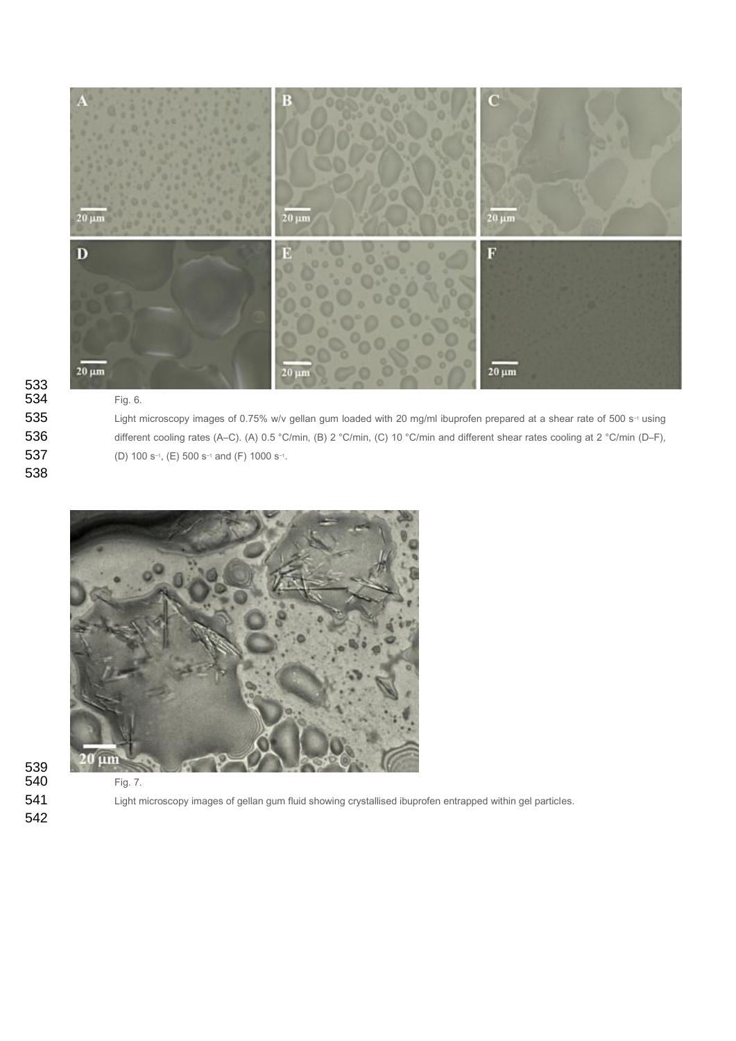Fig. 6.

Light microscopy images of 0.75% w/v gellan gum loaded with 20 mg/ml ibuprofen prepared at a shear rate of 500 $s^{-1}$ using different cooling rates (A–C). (A) 0.5 °C/min, (B) 2 °C/min, (C) 10 °C/min and different shear rates cooling at 2 °C/min (D–F), (D) 100 $s^{-1}$, (E) 500 $s^{-1}$ and (F) 1000 $s^{-1}$.

Fig. 7.

Light microscopy images of gellan gum fluid showing crystallised ibuprofen entrapped within gel particles.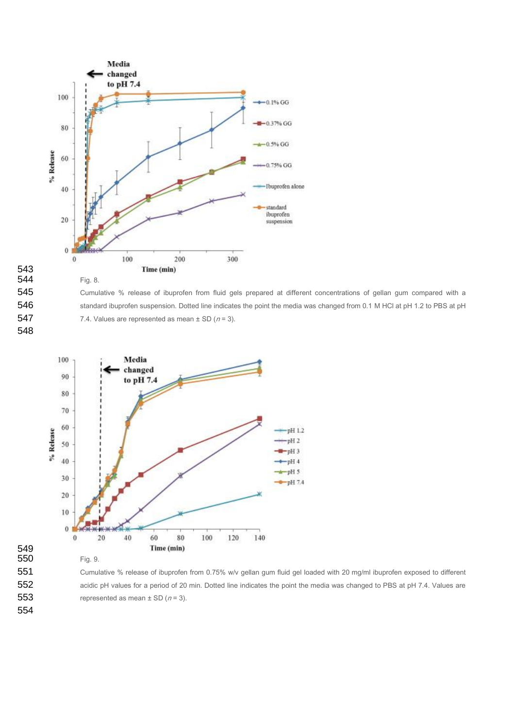Fig. 8.

Cumulative % release of ibuprofen from fluid gels prepared at different concentrations of gellan gum compared with a standard ibuprofen suspension. Dotted line indicates the point the media was changed from 0.1 M HCl at pH 1.2 to PBS at pH 7.4. Values are represented as mean ± SD ($n = 3$).

Fig. 9.

Cumulative % release of ibuprofen from 0.75% w/v gellan gum fluid gel loaded with 20 mg/ml ibuprofen exposed to different acidic pH values for a period of 20 min. Dotted line indicates the point the media was changed to PBS at pH 7.4. Values are represented as mean ± SD ($n = 3$).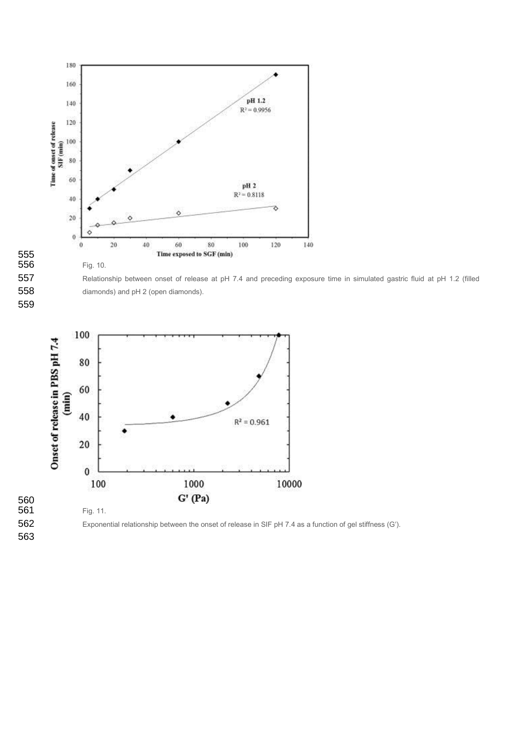Fig. 10.

Relationship between onset of release at pH 7.4 and preceding exposure time in simulated gastric fluid at pH 1.2 (filled diamonds) and pH 2 (open diamonds).

Fig. 11.

Exponential relationship between the onset of release in SIF pH 7.4 as a function of gel stiffness (G′).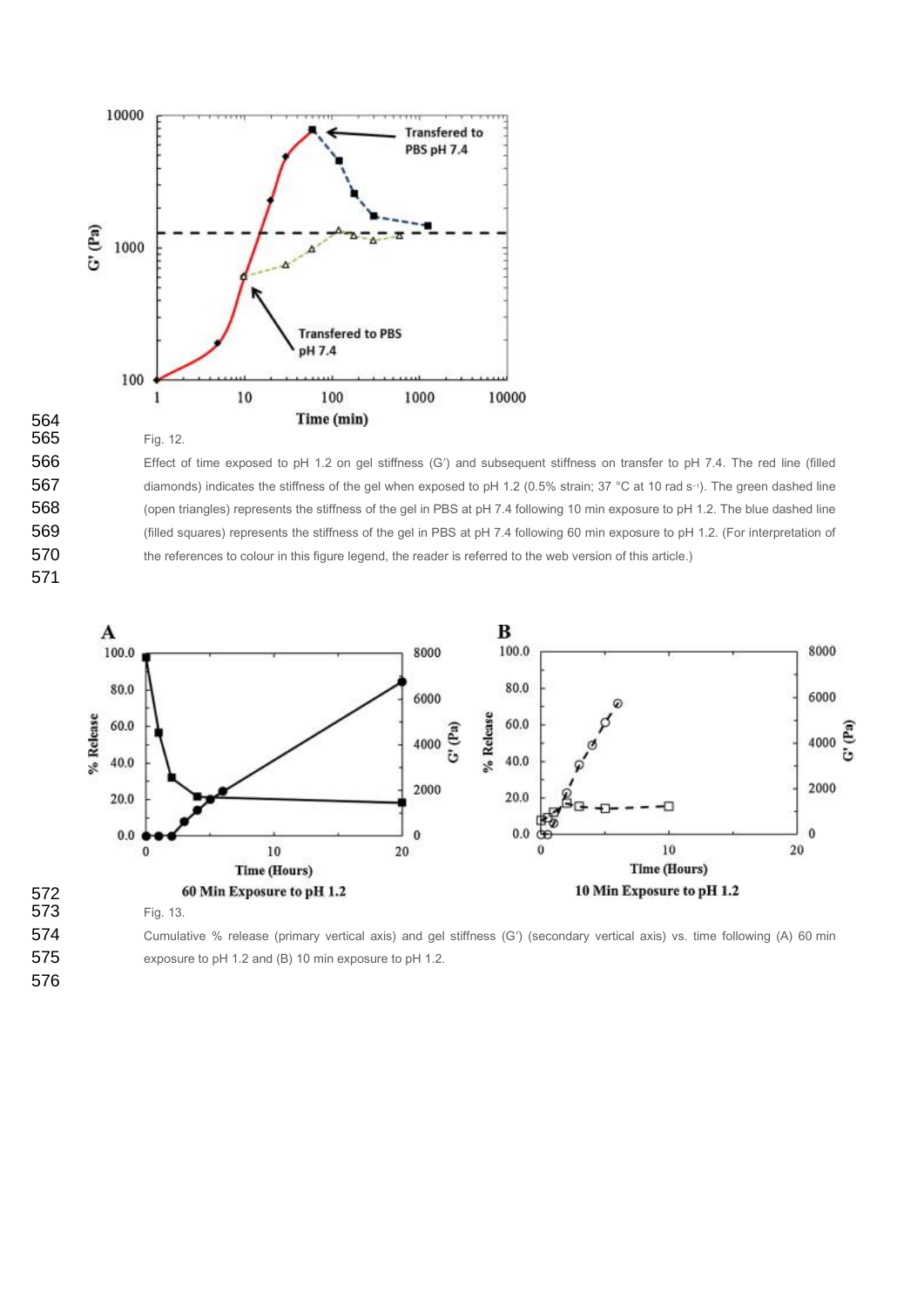10000

1000

100

G' (Pa)

1

10

100

1000

10000

Time (min)

Transfered to PBS pH 7.4

Transfered to PBS pH 7.4

Fig. 12.

Effect of time exposed to pH 1.2 on gel stiffness (G′) and subsequent stiffness on transfer to pH 7.4. The red line (filled diamonds) indicates the stiffness of the gel when exposed to pH 1.2 (0.5% strain; 37 °C at 10 rad s⁻¹). The green dashed line (open triangles) represents the stiffness of the gel in PBS at pH 7.4 following 10 min exposure to pH 1.2. The blue dashed line (filled squares) represents the stiffness of the gel in PBS at pH 7.4 following 60 min exposure to pH 1.2. (For interpretation of the references to colour in this figure legend, the reader is referred to the web version of this article.)

A

100.0
80.0
60.0
40.0
20.0
0.0

% Release

8000
6000
4000
2000
0

G' (Pa)

0
10
20

Time (Hours)

60 Min Exposure to pH 1.2

B

100.0
80.0
60.0
40.0
20.0
0.0

% Release

8000
6000
4000
2000
0

G' (Pa)

0
10
20

Time (Hours)

10 Min Exposure to pH 1.2

Fig. 13.

Cumulative % release (primary vertical axis) and gel stiffness (G′) (secondary vertical axis) vs. time following (A) 60 min exposure to pH 1.2 and (B) 10 min exposure to pH 1.2.